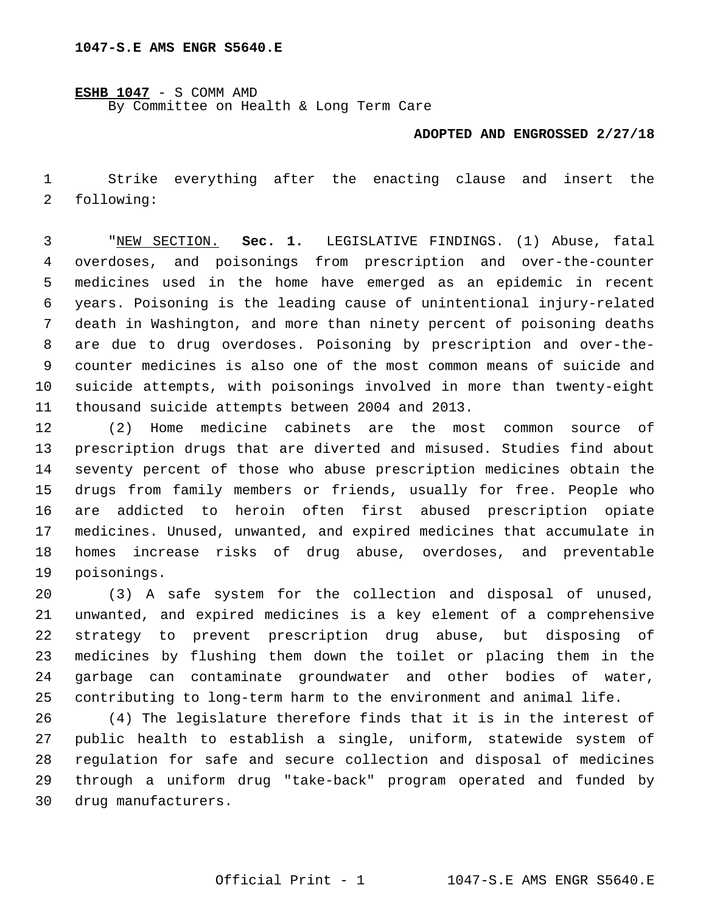**ESHB 1047** - S COMM AMD
By Committee on Health & Long Term Care

**ADOPTED AND ENGROSSED 2/27/18**

Strike everything after the enacting clause and insert the following:

"NEW SECTION. **Sec. 1.** LEGISLATIVE FINDINGS. (1) Abuse, fatal overdoses, and poisonings from prescription and over-the-counter medicines used in the home have emerged as an epidemic in recent years. Poisoning is the leading cause of unintentional injury-related death in Washington, and more than ninety percent of poisoning deaths are due to drug overdoses. Poisoning by prescription and over-the-counter medicines is also one of the most common means of suicide and suicide attempts, with poisonings involved in more than twenty-eight thousand suicide attempts between 2004 and 2013.

(2) Home medicine cabinets are the most common source of prescription drugs that are diverted and misused. Studies find about seventy percent of those who abuse prescription medicines obtain the drugs from family members or friends, usually for free. People who are addicted to heroin often first abused prescription opiate medicines. Unused, unwanted, and expired medicines that accumulate in homes increase risks of drug abuse, overdoses, and preventable poisonings.

(3) A safe system for the collection and disposal of unused, unwanted, and expired medicines is a key element of a comprehensive strategy to prevent prescription drug abuse, but disposing of medicines by flushing them down the toilet or placing them in the garbage can contaminate groundwater and other bodies of water, contributing to long-term harm to the environment and animal life.

(4) The legislature therefore finds that it is in the interest of public health to establish a single, uniform, statewide system of regulation for safe and secure collection and disposal of medicines through a uniform drug "take-back" program operated and funded by drug manufacturers.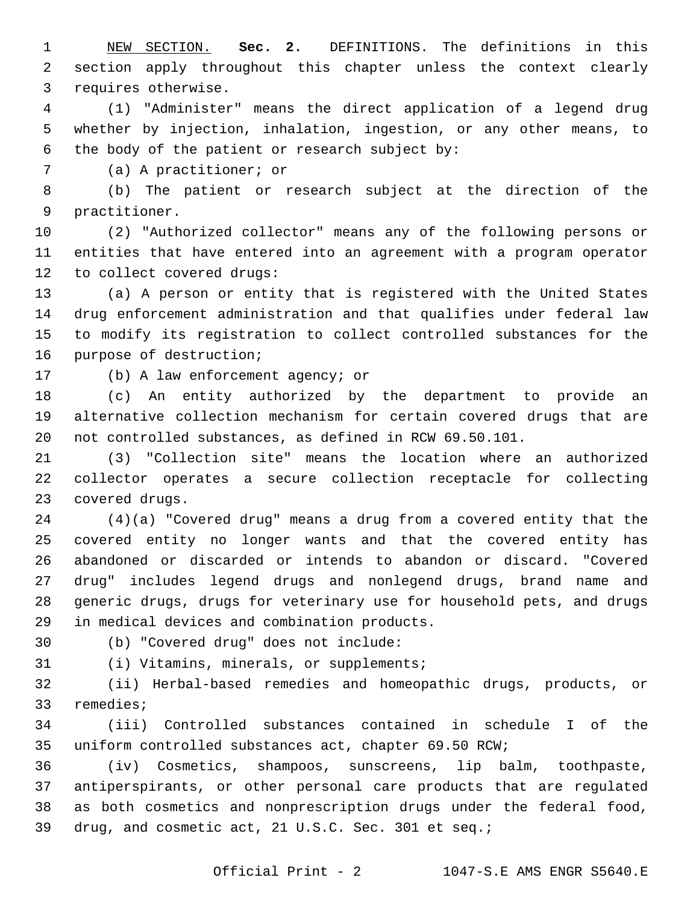<u>NEW SECTION.</u> **Sec. 2.** DEFINITIONS. The definitions in this section apply throughout this chapter unless the context clearly requires otherwise.

(1) "Administer" means the direct application of a legend drug whether by injection, inhalation, ingestion, or any other means, to the body of the patient or research subject by:

(a) A practitioner; or

(b) The patient or research subject at the direction of the practitioner.

(2) "Authorized collector" means any of the following persons or entities that have entered into an agreement with a program operator to collect covered drugs:

(a) A person or entity that is registered with the United States drug enforcement administration and that qualifies under federal law to modify its registration to collect controlled substances for the purpose of destruction;

(b) A law enforcement agency; or

(c) An entity authorized by the department to provide an alternative collection mechanism for certain covered drugs that are not controlled substances, as defined in RCW 69.50.101.

(3) "Collection site" means the location where an authorized collector operates a secure collection receptacle for collecting covered drugs.

(4)(a) "Covered drug" means a drug from a covered entity that the covered entity no longer wants and that the covered entity has abandoned or discarded or intends to abandon or discard. "Covered drug" includes legend drugs and nonlegend drugs, brand name and generic drugs, drugs for veterinary use for household pets, and drugs in medical devices and combination products.

(b) "Covered drug" does not include:

(i) Vitamins, minerals, or supplements;

(ii) Herbal-based remedies and homeopathic drugs, products, or remedies;

(iii) Controlled substances contained in schedule I of the uniform controlled substances act, chapter 69.50 RCW;

(iv) Cosmetics, shampoos, sunscreens, lip balm, toothpaste, antiperspirants, or other personal care products that are regulated as both cosmetics and nonprescription drugs under the federal food, drug, and cosmetic act, 21 U.S.C. Sec. 301 et seq.;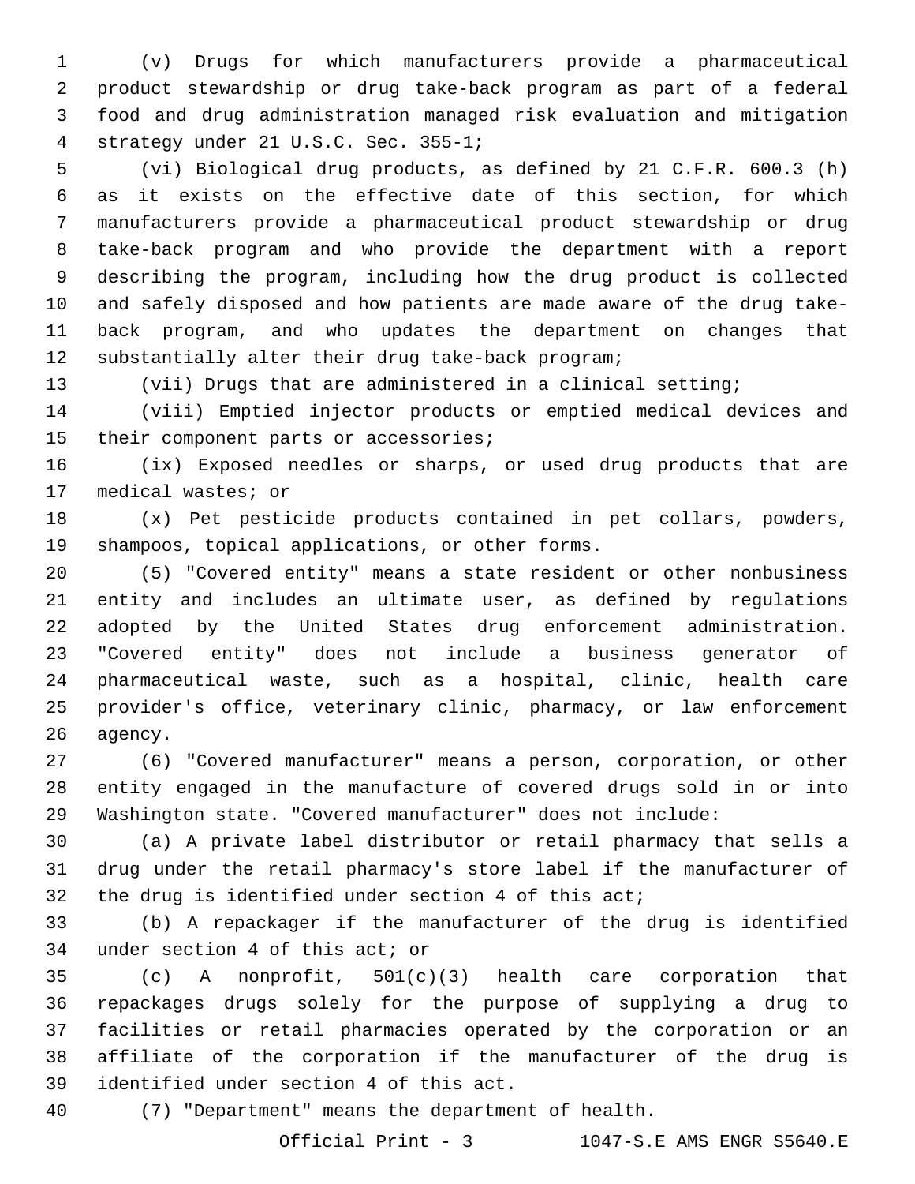(v) Drugs for which manufacturers provide a pharmaceutical product stewardship or drug take-back program as part of a federal food and drug administration managed risk evaluation and mitigation strategy under 21 U.S.C. Sec. 355-1;

(vi) Biological drug products, as defined by 21 C.F.R. 600.3 (h) as it exists on the effective date of this section, for which manufacturers provide a pharmaceutical product stewardship or drug take-back program and who provide the department with a report describing the program, including how the drug product is collected and safely disposed and how patients are made aware of the drug take-back program, and who updates the department on changes that substantially alter their drug take-back program;

(vii) Drugs that are administered in a clinical setting;

(viii) Emptied injector products or emptied medical devices and their component parts or accessories;

(ix) Exposed needles or sharps, or used drug products that are medical wastes; or

(x) Pet pesticide products contained in pet collars, powders, shampoos, topical applications, or other forms.

(5) "Covered entity" means a state resident or other nonbusiness entity and includes an ultimate user, as defined by regulations adopted by the United States drug enforcement administration. "Covered entity" does not include a business generator of pharmaceutical waste, such as a hospital, clinic, health care provider's office, veterinary clinic, pharmacy, or law enforcement agency.

(6) "Covered manufacturer" means a person, corporation, or other entity engaged in the manufacture of covered drugs sold in or into Washington state. "Covered manufacturer" does not include:

(a) A private label distributor or retail pharmacy that sells a drug under the retail pharmacy's store label if the manufacturer of the drug is identified under section 4 of this act;

(b) A repackager if the manufacturer of the drug is identified under section 4 of this act; or

(c) A nonprofit, 501(c)(3) health care corporation that repackages drugs solely for the purpose of supplying a drug to facilities or retail pharmacies operated by the corporation or an affiliate of the corporation if the manufacturer of the drug is identified under section 4 of this act.

(7) "Department" means the department of health.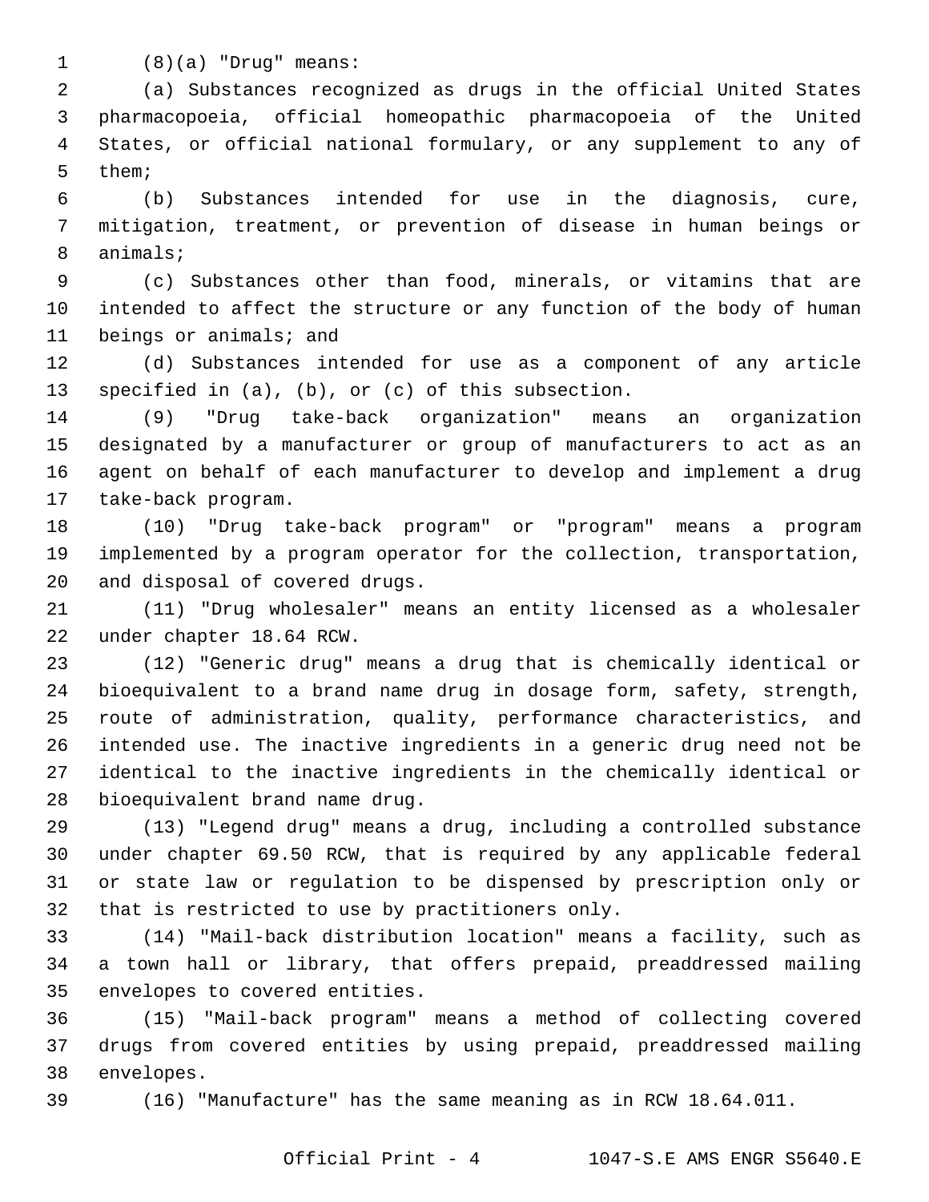(8)(a) "Drug" means:

(a) Substances recognized as drugs in the official United States pharmacopoeia, official homeopathic pharmacopoeia of the United States, or official national formulary, or any supplement to any of them;

(b) Substances intended for use in the diagnosis, cure, mitigation, treatment, or prevention of disease in human beings or animals;

(c) Substances other than food, minerals, or vitamins that are intended to affect the structure or any function of the body of human beings or animals; and

(d) Substances intended for use as a component of any article specified in (a), (b), or (c) of this subsection.

(9) "Drug take-back organization" means an organization designated by a manufacturer or group of manufacturers to act as an agent on behalf of each manufacturer to develop and implement a drug take-back program.

(10) "Drug take-back program" or "program" means a program implemented by a program operator for the collection, transportation, and disposal of covered drugs.

(11) "Drug wholesaler" means an entity licensed as a wholesaler under chapter 18.64 RCW.

(12) "Generic drug" means a drug that is chemically identical or bioequivalent to a brand name drug in dosage form, safety, strength, route of administration, quality, performance characteristics, and intended use. The inactive ingredients in a generic drug need not be identical to the inactive ingredients in the chemically identical or bioequivalent brand name drug.

(13) "Legend drug" means a drug, including a controlled substance under chapter 69.50 RCW, that is required by any applicable federal or state law or regulation to be dispensed by prescription only or that is restricted to use by practitioners only.

(14) "Mail-back distribution location" means a facility, such as a town hall or library, that offers prepaid, preaddressed mailing envelopes to covered entities.

(15) "Mail-back program" means a method of collecting covered drugs from covered entities by using prepaid, preaddressed mailing envelopes.

(16) "Manufacture" has the same meaning as in RCW 18.64.011.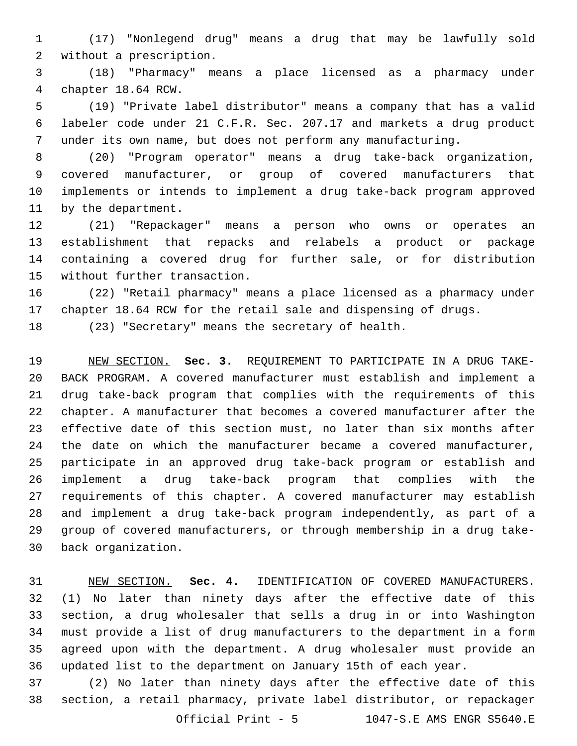(17) "Nonlegend drug" means a drug that may be lawfully sold without a prescription.

(18) "Pharmacy" means a place licensed as a pharmacy under chapter 18.64 RCW.

(19) "Private label distributor" means a company that has a valid labeler code under 21 C.F.R. Sec. 207.17 and markets a drug product under its own name, but does not perform any manufacturing.

(20) "Program operator" means a drug take-back organization, covered manufacturer, or group of covered manufacturers that implements or intends to implement a drug take-back program approved by the department.

(21) "Repackager" means a person who owns or operates an establishment that repacks and relabels a product or package containing a covered drug for further sale, or for distribution without further transaction.

(22) "Retail pharmacy" means a place licensed as a pharmacy under chapter 18.64 RCW for the retail sale and dispensing of drugs.

(23) "Secretary" means the secretary of health.

NEW SECTION. **Sec. 3.** REQUIREMENT TO PARTICIPATE IN A DRUG TAKE-BACK PROGRAM. A covered manufacturer must establish and implement a drug take-back program that complies with the requirements of this chapter. A manufacturer that becomes a covered manufacturer after the effective date of this section must, no later than six months after the date on which the manufacturer became a covered manufacturer, participate in an approved drug take-back program or establish and implement a drug take-back program that complies with the requirements of this chapter. A covered manufacturer may establish and implement a drug take-back program independently, as part of a group of covered manufacturers, or through membership in a drug take-back organization.

NEW SECTION. **Sec. 4.** IDENTIFICATION OF COVERED MANUFACTURERS. (1) No later than ninety days after the effective date of this section, a drug wholesaler that sells a drug in or into Washington must provide a list of drug manufacturers to the department in a form agreed upon with the department. A drug wholesaler must provide an updated list to the department on January 15th of each year.

(2) No later than ninety days after the effective date of this section, a retail pharmacy, private label distributor, or repackager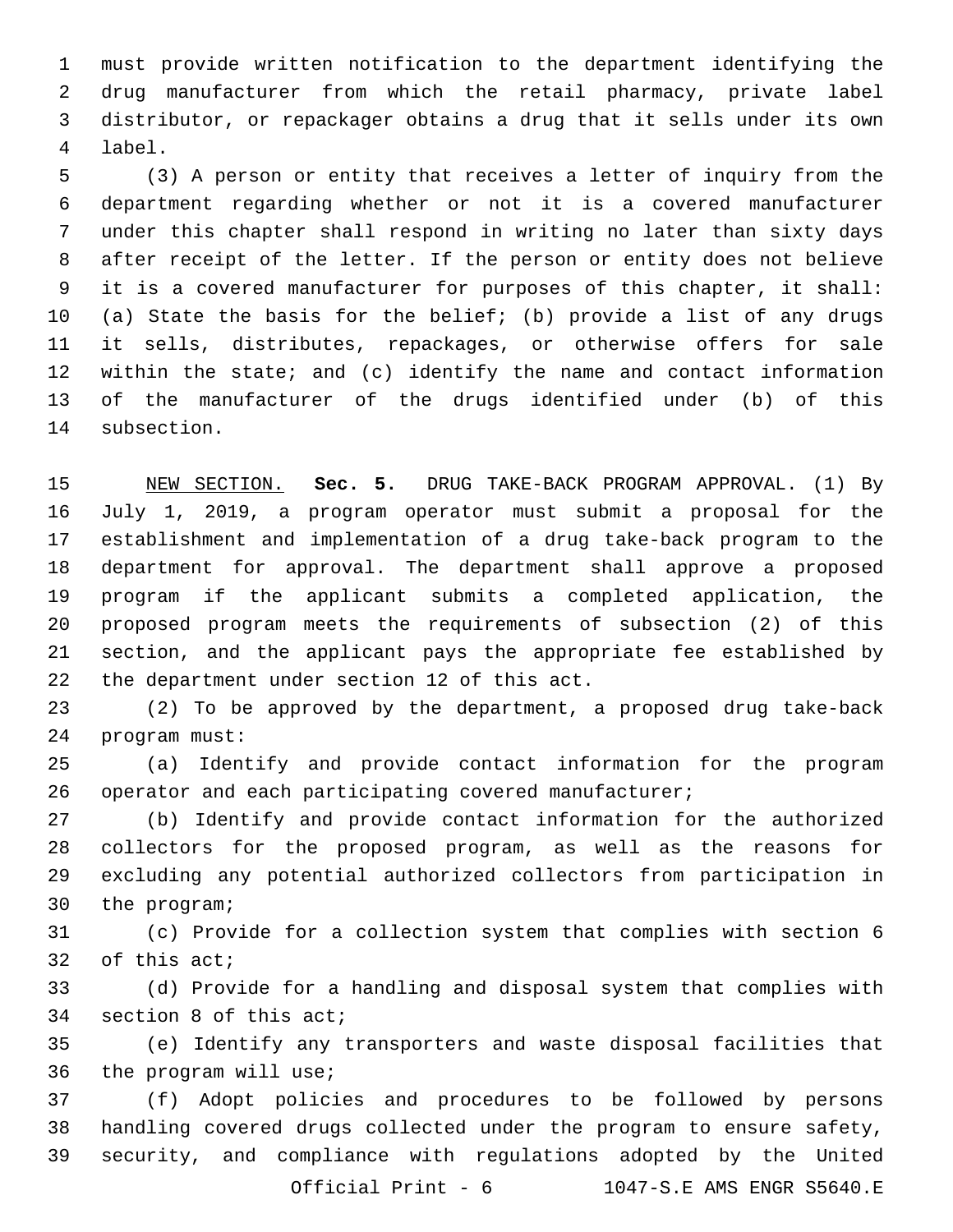must provide written notification to the department identifying the drug manufacturer from which the retail pharmacy, private label distributor, or repackager obtains a drug that it sells under its own label.

(3) A person or entity that receives a letter of inquiry from the department regarding whether or not it is a covered manufacturer under this chapter shall respond in writing no later than sixty days after receipt of the letter. If the person or entity does not believe it is a covered manufacturer for purposes of this chapter, it shall: (a) State the basis for the belief; (b) provide a list of any drugs it sells, distributes, repackages, or otherwise offers for sale within the state; and (c) identify the name and contact information of the manufacturer of the drugs identified under (b) of this subsection.

NEW SECTION. **Sec. 5.** DRUG TAKE-BACK PROGRAM APPROVAL. (1) By July 1, 2019, a program operator must submit a proposal for the establishment and implementation of a drug take-back program to the department for approval. The department shall approve a proposed program if the applicant submits a completed application, the proposed program meets the requirements of subsection (2) of this section, and the applicant pays the appropriate fee established by the department under section 12 of this act.

(2) To be approved by the department, a proposed drug take-back program must:

(a) Identify and provide contact information for the program operator and each participating covered manufacturer;

(b) Identify and provide contact information for the authorized collectors for the proposed program, as well as the reasons for excluding any potential authorized collectors from participation in the program;

(c) Provide for a collection system that complies with section 6 of this act;

(d) Provide for a handling and disposal system that complies with section 8 of this act;

(e) Identify any transporters and waste disposal facilities that the program will use;

(f) Adopt policies and procedures to be followed by persons handling covered drugs collected under the program to ensure safety, security, and compliance with regulations adopted by the United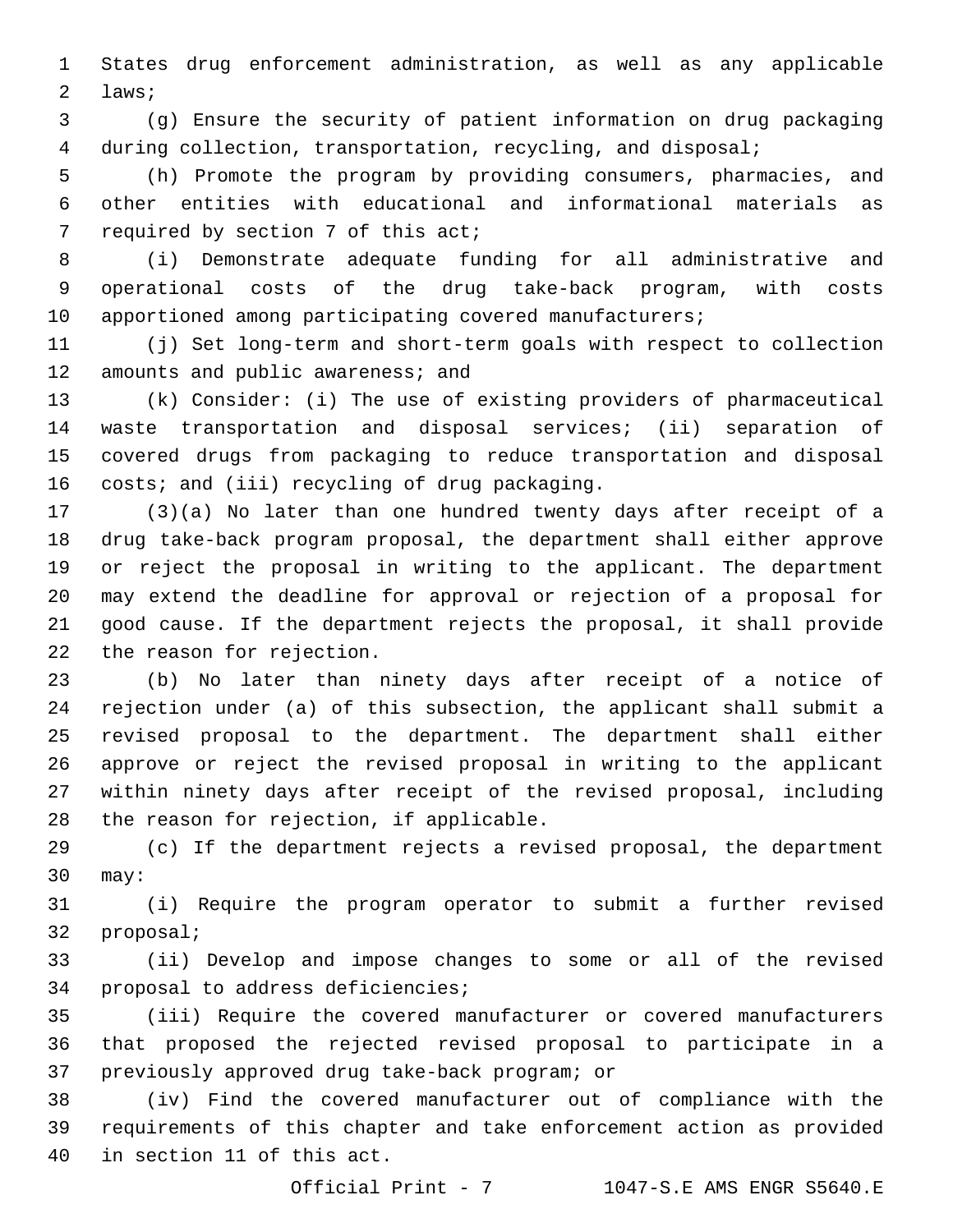States drug enforcement administration, as well as any applicable laws;

(g) Ensure the security of patient information on drug packaging during collection, transportation, recycling, and disposal;

(h) Promote the program by providing consumers, pharmacies, and other entities with educational and informational materials as required by section 7 of this act;

(i) Demonstrate adequate funding for all administrative and operational costs of the drug take-back program, with costs apportioned among participating covered manufacturers;

(j) Set long-term and short-term goals with respect to collection amounts and public awareness; and

(k) Consider: (i) The use of existing providers of pharmaceutical waste transportation and disposal services; (ii) separation of covered drugs from packaging to reduce transportation and disposal costs; and (iii) recycling of drug packaging.

(3)(a) No later than one hundred twenty days after receipt of a drug take-back program proposal, the department shall either approve or reject the proposal in writing to the applicant. The department may extend the deadline for approval or rejection of a proposal for good cause. If the department rejects the proposal, it shall provide the reason for rejection.

(b) No later than ninety days after receipt of a notice of rejection under (a) of this subsection, the applicant shall submit a revised proposal to the department. The department shall either approve or reject the revised proposal in writing to the applicant within ninety days after receipt of the revised proposal, including the reason for rejection, if applicable.

(c) If the department rejects a revised proposal, the department may:

(i) Require the program operator to submit a further revised proposal;

(ii) Develop and impose changes to some or all of the revised proposal to address deficiencies;

(iii) Require the covered manufacturer or covered manufacturers that proposed the rejected revised proposal to participate in a previously approved drug take-back program; or

(iv) Find the covered manufacturer out of compliance with the requirements of this chapter and take enforcement action as provided in section 11 of this act.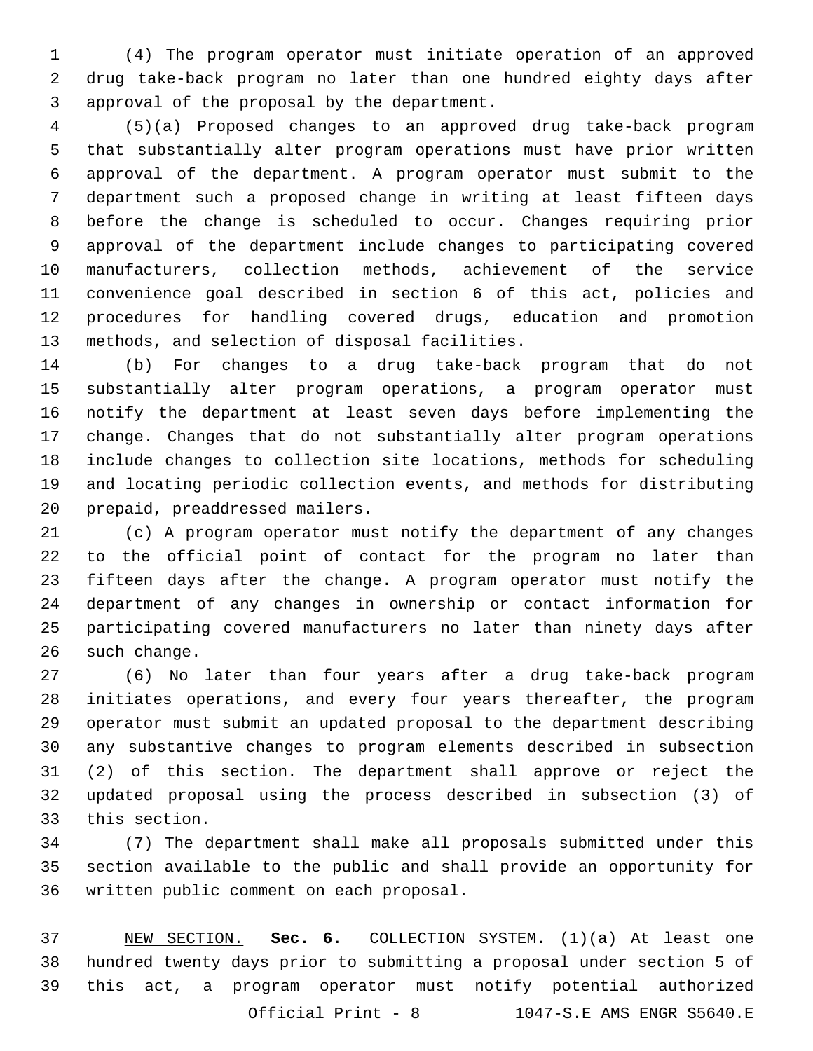(4) The program operator must initiate operation of an approved drug take-back program no later than one hundred eighty days after approval of the proposal by the department.

(5)(a) Proposed changes to an approved drug take-back program that substantially alter program operations must have prior written approval of the department. A program operator must submit to the department such a proposed change in writing at least fifteen days before the change is scheduled to occur. Changes requiring prior approval of the department include changes to participating covered manufacturers, collection methods, achievement of the service convenience goal described in section 6 of this act, policies and procedures for handling covered drugs, education and promotion methods, and selection of disposal facilities.

(b) For changes to a drug take-back program that do not substantially alter program operations, a program operator must notify the department at least seven days before implementing the change. Changes that do not substantially alter program operations include changes to collection site locations, methods for scheduling and locating periodic collection events, and methods for distributing prepaid, preaddressed mailers.

(c) A program operator must notify the department of any changes to the official point of contact for the program no later than fifteen days after the change. A program operator must notify the department of any changes in ownership or contact information for participating covered manufacturers no later than ninety days after such change.

(6) No later than four years after a drug take-back program initiates operations, and every four years thereafter, the program operator must submit an updated proposal to the department describing any substantive changes to program elements described in subsection (2) of this section. The department shall approve or reject the updated proposal using the process described in subsection (3) of this section.

(7) The department shall make all proposals submitted under this section available to the public and shall provide an opportunity for written public comment on each proposal.

NEW SECTION. **Sec. 6.** COLLECTION SYSTEM. (1)(a) At least one hundred twenty days prior to submitting a proposal under section 5 of this act, a program operator must notify potential authorized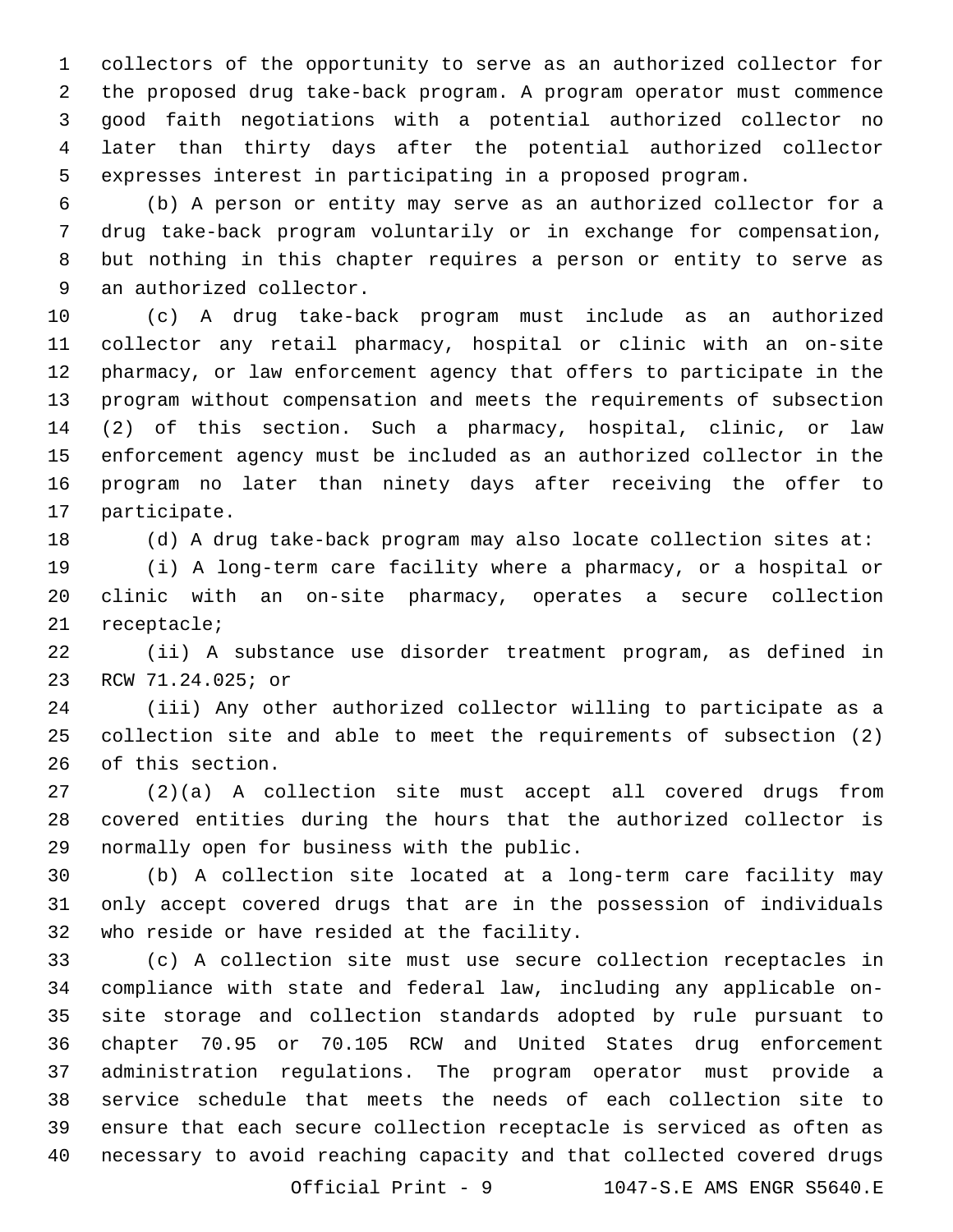collectors of the opportunity to serve as an authorized collector for the proposed drug take-back program. A program operator must commence good faith negotiations with a potential authorized collector no later than thirty days after the potential authorized collector expresses interest in participating in a proposed program.

(b) A person or entity may serve as an authorized collector for a drug take-back program voluntarily or in exchange for compensation, but nothing in this chapter requires a person or entity to serve as an authorized collector.

(c) A drug take-back program must include as an authorized collector any retail pharmacy, hospital or clinic with an on-site pharmacy, or law enforcement agency that offers to participate in the program without compensation and meets the requirements of subsection (2) of this section. Such a pharmacy, hospital, clinic, or law enforcement agency must be included as an authorized collector in the program no later than ninety days after receiving the offer to participate.

(d) A drug take-back program may also locate collection sites at:

(i) A long-term care facility where a pharmacy, or a hospital or clinic with an on-site pharmacy, operates a secure collection receptacle;

(ii) A substance use disorder treatment program, as defined in RCW 71.24.025; or

(iii) Any other authorized collector willing to participate as a collection site and able to meet the requirements of subsection (2) of this section.

(2)(a) A collection site must accept all covered drugs from covered entities during the hours that the authorized collector is normally open for business with the public.

(b) A collection site located at a long-term care facility may only accept covered drugs that are in the possession of individuals who reside or have resided at the facility.

(c) A collection site must use secure collection receptacles in compliance with state and federal law, including any applicable on-site storage and collection standards adopted by rule pursuant to chapter 70.95 or 70.105 RCW and United States drug enforcement administration regulations. The program operator must provide a service schedule that meets the needs of each collection site to ensure that each secure collection receptacle is serviced as often as necessary to avoid reaching capacity and that collected covered drugs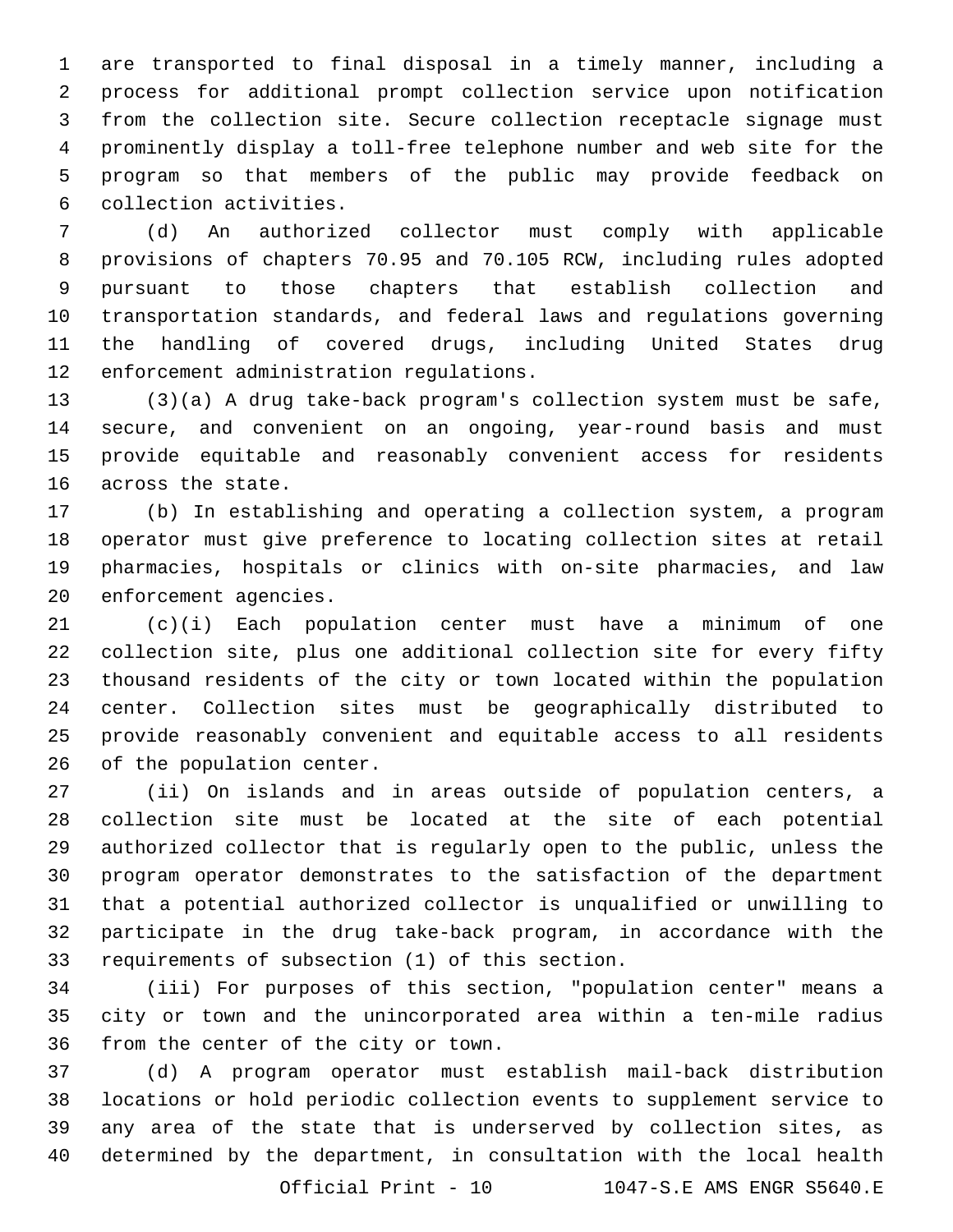are transported to final disposal in a timely manner, including a process for additional prompt collection service upon notification from the collection site. Secure collection receptacle signage must prominently display a toll-free telephone number and web site for the program so that members of the public may provide feedback on collection activities.

(d) An authorized collector must comply with applicable provisions of chapters 70.95 and 70.105 RCW, including rules adopted pursuant to those chapters that establish collection and transportation standards, and federal laws and regulations governing the handling of covered drugs, including United States drug enforcement administration regulations.

(3)(a) A drug take-back program's collection system must be safe, secure, and convenient on an ongoing, year-round basis and must provide equitable and reasonably convenient access for residents across the state.

(b) In establishing and operating a collection system, a program operator must give preference to locating collection sites at retail pharmacies, hospitals or clinics with on-site pharmacies, and law enforcement agencies.

(c)(i) Each population center must have a minimum of one collection site, plus one additional collection site for every fifty thousand residents of the city or town located within the population center. Collection sites must be geographically distributed to provide reasonably convenient and equitable access to all residents of the population center.

(ii) On islands and in areas outside of population centers, a collection site must be located at the site of each potential authorized collector that is regularly open to the public, unless the program operator demonstrates to the satisfaction of the department that a potential authorized collector is unqualified or unwilling to participate in the drug take-back program, in accordance with the requirements of subsection (1) of this section.

(iii) For purposes of this section, "population center" means a city or town and the unincorporated area within a ten-mile radius from the center of the city or town.

(d) A program operator must establish mail-back distribution locations or hold periodic collection events to supplement service to any area of the state that is underserved by collection sites, as determined by the department, in consultation with the local health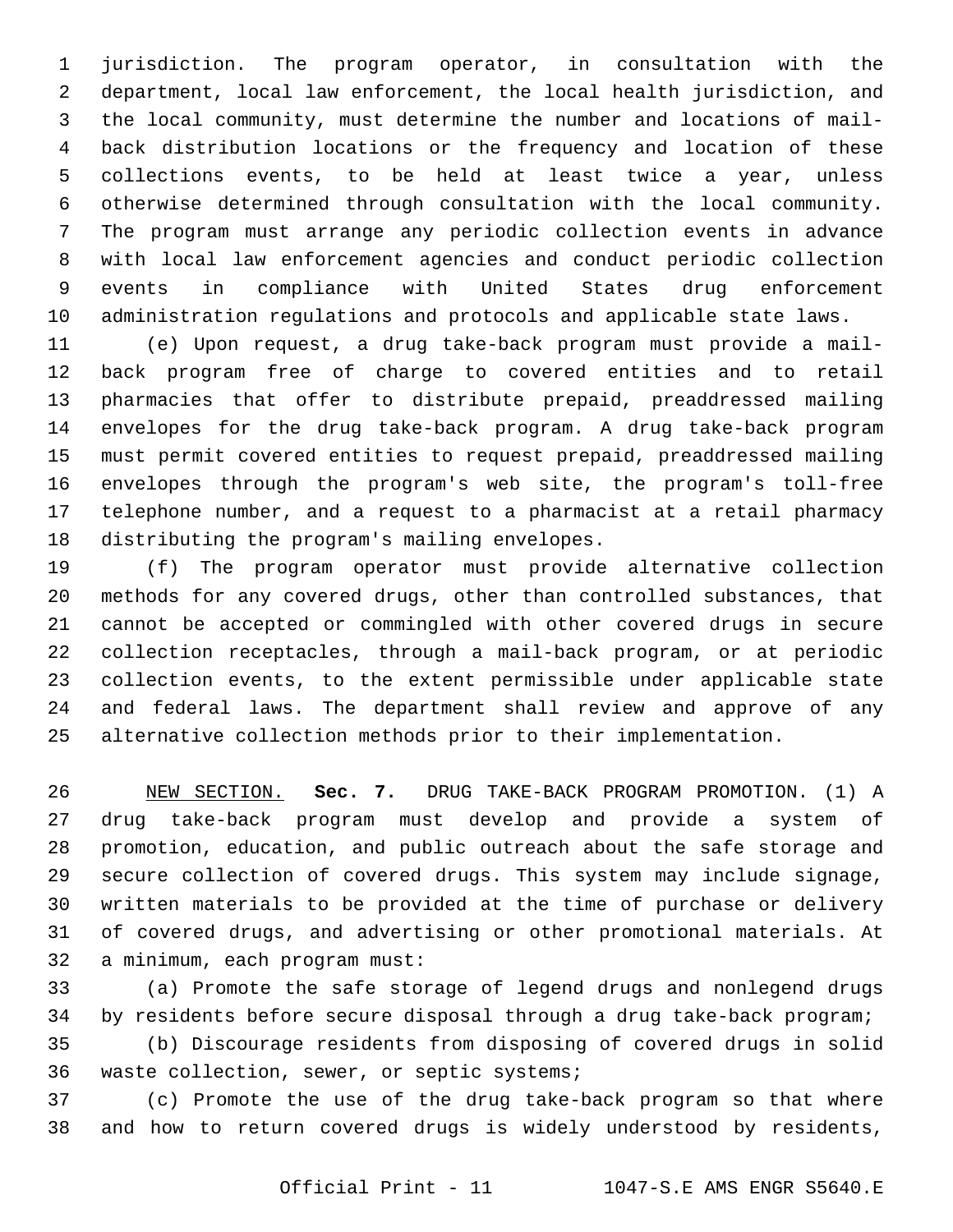jurisdiction. The program operator, in consultation with the department, local law enforcement, the local health jurisdiction, and the local community, must determine the number and locations of mail-back distribution locations or the frequency and location of these collections events, to be held at least twice a year, unless otherwise determined through consultation with the local community. The program must arrange any periodic collection events in advance with local law enforcement agencies and conduct periodic collection events in compliance with United States drug enforcement administration regulations and protocols and applicable state laws.

(e) Upon request, a drug take-back program must provide a mail-back program free of charge to covered entities and to retail pharmacies that offer to distribute prepaid, preaddressed mailing envelopes for the drug take-back program. A drug take-back program must permit covered entities to request prepaid, preaddressed mailing envelopes through the program's web site, the program's toll-free telephone number, and a request to a pharmacist at a retail pharmacy distributing the program's mailing envelopes.

(f) The program operator must provide alternative collection methods for any covered drugs, other than controlled substances, that cannot be accepted or commingled with other covered drugs in secure collection receptacles, through a mail-back program, or at periodic collection events, to the extent permissible under applicable state and federal laws. The department shall review and approve of any alternative collection methods prior to their implementation.

NEW SECTION. **Sec. 7.** DRUG TAKE-BACK PROGRAM PROMOTION. (1) A drug take-back program must develop and provide a system of promotion, education, and public outreach about the safe storage and secure collection of covered drugs. This system may include signage, written materials to be provided at the time of purchase or delivery of covered drugs, and advertising or other promotional materials. At a minimum, each program must:

(a) Promote the safe storage of legend drugs and nonlegend drugs by residents before secure disposal through a drug take-back program;

(b) Discourage residents from disposing of covered drugs in solid waste collection, sewer, or septic systems;

(c) Promote the use of the drug take-back program so that where and how to return covered drugs is widely understood by residents,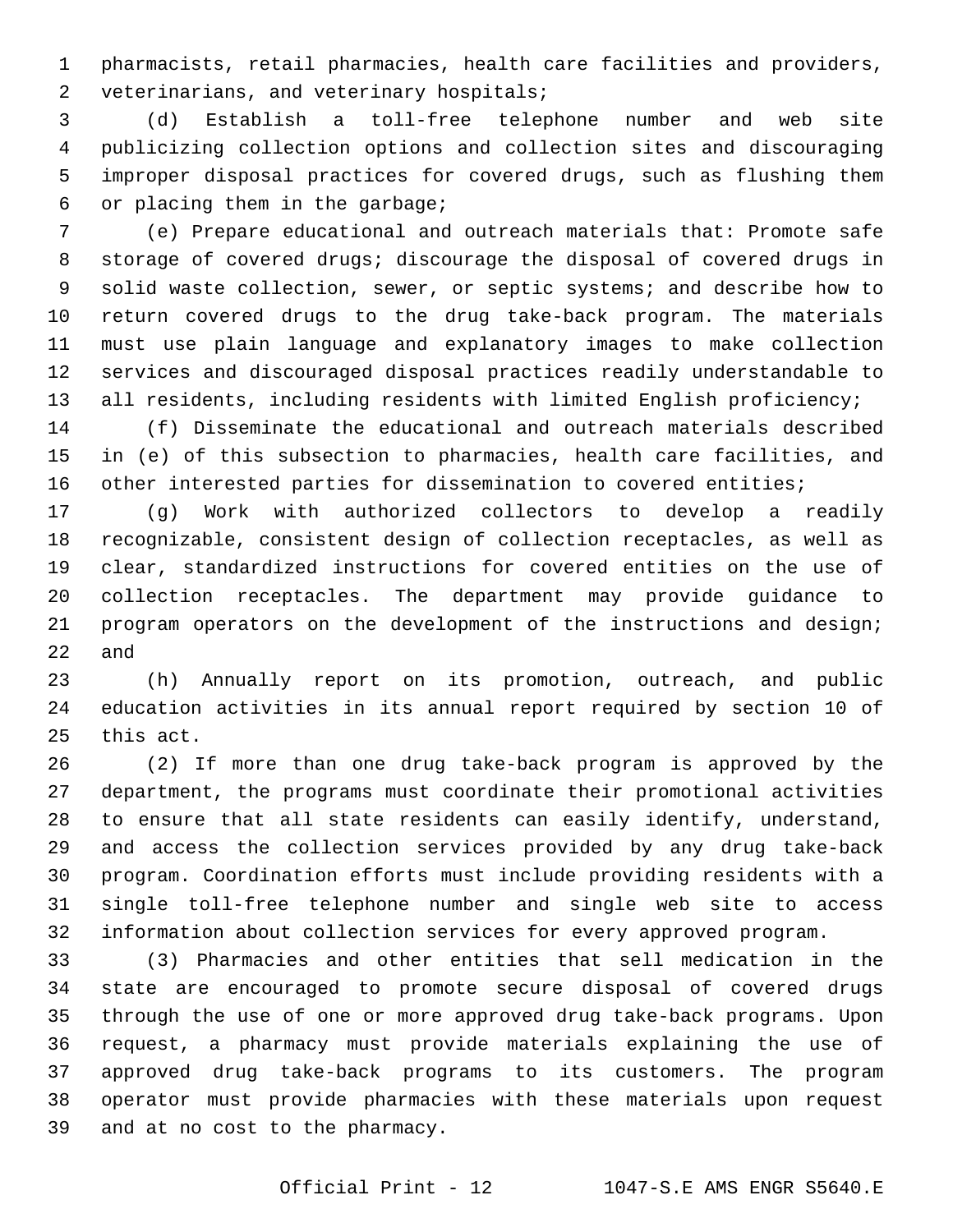pharmacists, retail pharmacies, health care facilities and providers, veterinarians, and veterinary hospitals;

(d) Establish a toll-free telephone number and web site publicizing collection options and collection sites and discouraging improper disposal practices for covered drugs, such as flushing them or placing them in the garbage;

(e) Prepare educational and outreach materials that: Promote safe storage of covered drugs; discourage the disposal of covered drugs in solid waste collection, sewer, or septic systems; and describe how to return covered drugs to the drug take-back program. The materials must use plain language and explanatory images to make collection services and discouraged disposal practices readily understandable to all residents, including residents with limited English proficiency;

(f) Disseminate the educational and outreach materials described in (e) of this subsection to pharmacies, health care facilities, and other interested parties for dissemination to covered entities;

(g) Work with authorized collectors to develop a readily recognizable, consistent design of collection receptacles, as well as clear, standardized instructions for covered entities on the use of collection receptacles. The department may provide guidance to program operators on the development of the instructions and design; and

(h) Annually report on its promotion, outreach, and public education activities in its annual report required by section 10 of this act.

(2) If more than one drug take-back program is approved by the department, the programs must coordinate their promotional activities to ensure that all state residents can easily identify, understand, and access the collection services provided by any drug take-back program. Coordination efforts must include providing residents with a single toll-free telephone number and single web site to access information about collection services for every approved program.

(3) Pharmacies and other entities that sell medication in the state are encouraged to promote secure disposal of covered drugs through the use of one or more approved drug take-back programs. Upon request, a pharmacy must provide materials explaining the use of approved drug take-back programs to its customers. The program operator must provide pharmacies with these materials upon request and at no cost to the pharmacy.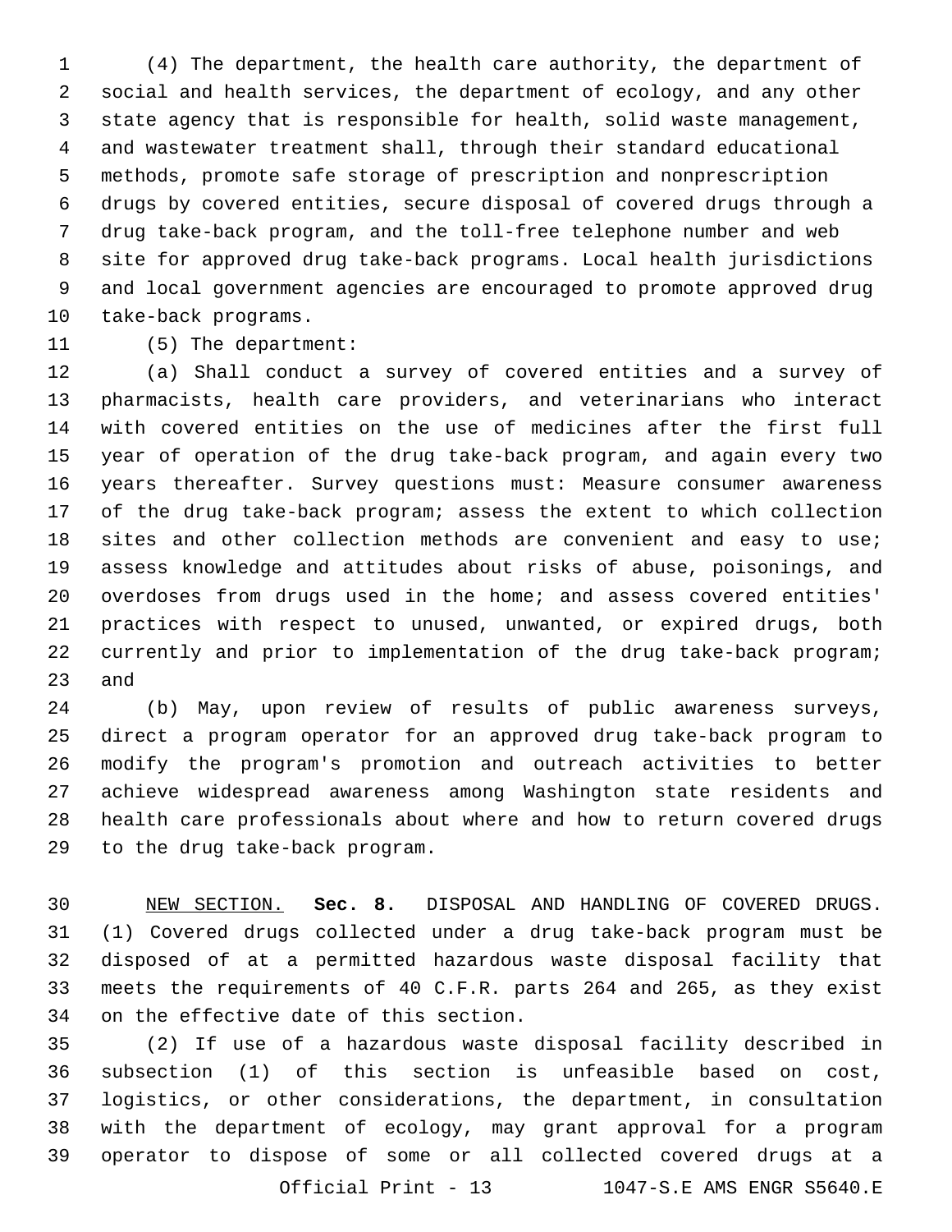(4) The department, the health care authority, the department of social and health services, the department of ecology, and any other state agency that is responsible for health, solid waste management, and wastewater treatment shall, through their standard educational methods, promote safe storage of prescription and nonprescription drugs by covered entities, secure disposal of covered drugs through a drug take-back program, and the toll-free telephone number and web site for approved drug take-back programs. Local health jurisdictions and local government agencies are encouraged to promote approved drug take-back programs.

(5) The department:

(a) Shall conduct a survey of covered entities and a survey of pharmacists, health care providers, and veterinarians who interact with covered entities on the use of medicines after the first full year of operation of the drug take-back program, and again every two years thereafter. Survey questions must: Measure consumer awareness of the drug take-back program; assess the extent to which collection sites and other collection methods are convenient and easy to use; assess knowledge and attitudes about risks of abuse, poisonings, and overdoses from drugs used in the home; and assess covered entities' practices with respect to unused, unwanted, or expired drugs, both currently and prior to implementation of the drug take-back program; and

(b) May, upon review of results of public awareness surveys, direct a program operator for an approved drug take-back program to modify the program's promotion and outreach activities to better achieve widespread awareness among Washington state residents and health care professionals about where and how to return covered drugs to the drug take-back program.

NEW SECTION. **Sec. 8.** DISPOSAL AND HANDLING OF COVERED DRUGS. (1) Covered drugs collected under a drug take-back program must be disposed of at a permitted hazardous waste disposal facility that meets the requirements of 40 C.F.R. parts 264 and 265, as they exist on the effective date of this section.

(2) If use of a hazardous waste disposal facility described in subsection (1) of this section is unfeasible based on cost, logistics, or other considerations, the department, in consultation with the department of ecology, may grant approval for a program operator to dispose of some or all collected covered drugs at a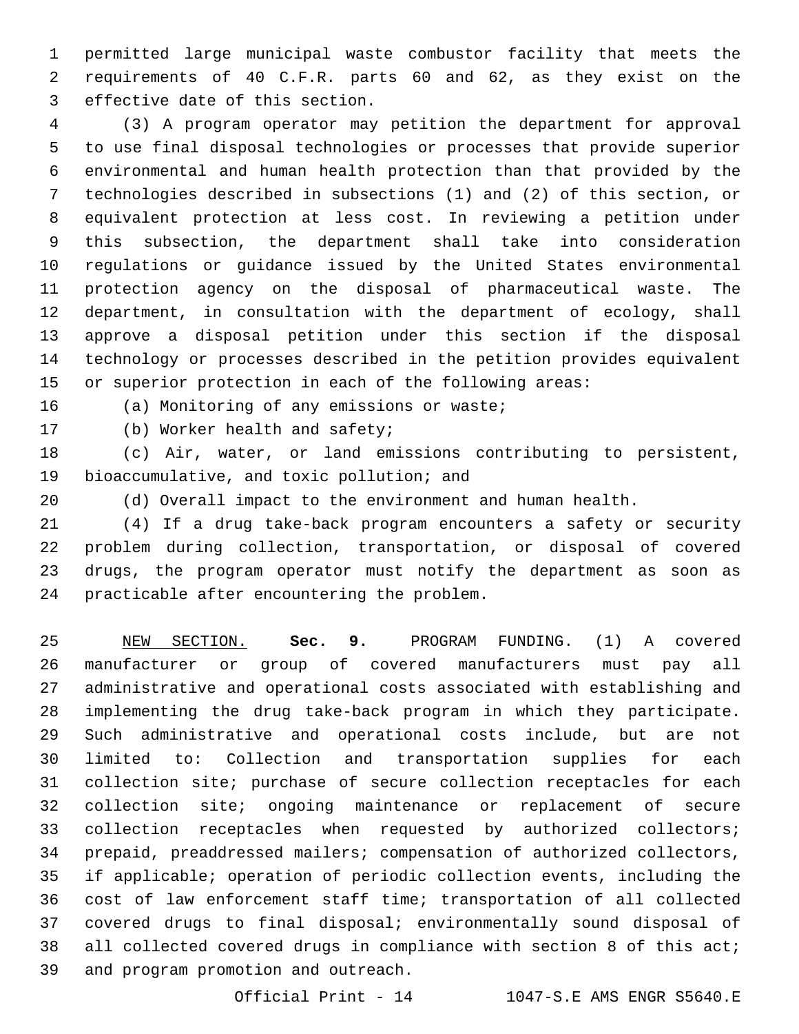permitted large municipal waste combustor facility that meets the requirements of 40 C.F.R. parts 60 and 62, as they exist on the effective date of this section.

(3) A program operator may petition the department for approval to use final disposal technologies or processes that provide superior environmental and human health protection than that provided by the technologies described in subsections (1) and (2) of this section, or equivalent protection at less cost. In reviewing a petition under this subsection, the department shall take into consideration regulations or guidance issued by the United States environmental protection agency on the disposal of pharmaceutical waste. The department, in consultation with the department of ecology, shall approve a disposal petition under this section if the disposal technology or processes described in the petition provides equivalent or superior protection in each of the following areas:

(a) Monitoring of any emissions or waste;

(b) Worker health and safety;

(c) Air, water, or land emissions contributing to persistent, bioaccumulative, and toxic pollution; and

(d) Overall impact to the environment and human health.

(4) If a drug take-back program encounters a safety or security problem during collection, transportation, or disposal of covered drugs, the program operator must notify the department as soon as practicable after encountering the problem.

NEW SECTION. **Sec. 9.** PROGRAM FUNDING. (1) A covered manufacturer or group of covered manufacturers must pay all administrative and operational costs associated with establishing and implementing the drug take-back program in which they participate. Such administrative and operational costs include, but are not limited to: Collection and transportation supplies for each collection site; purchase of secure collection receptacles for each collection site; ongoing maintenance or replacement of secure collection receptacles when requested by authorized collectors; prepaid, preaddressed mailers; compensation of authorized collectors, if applicable; operation of periodic collection events, including the cost of law enforcement staff time; transportation of all collected covered drugs to final disposal; environmentally sound disposal of all collected covered drugs in compliance with section 8 of this act; and program promotion and outreach.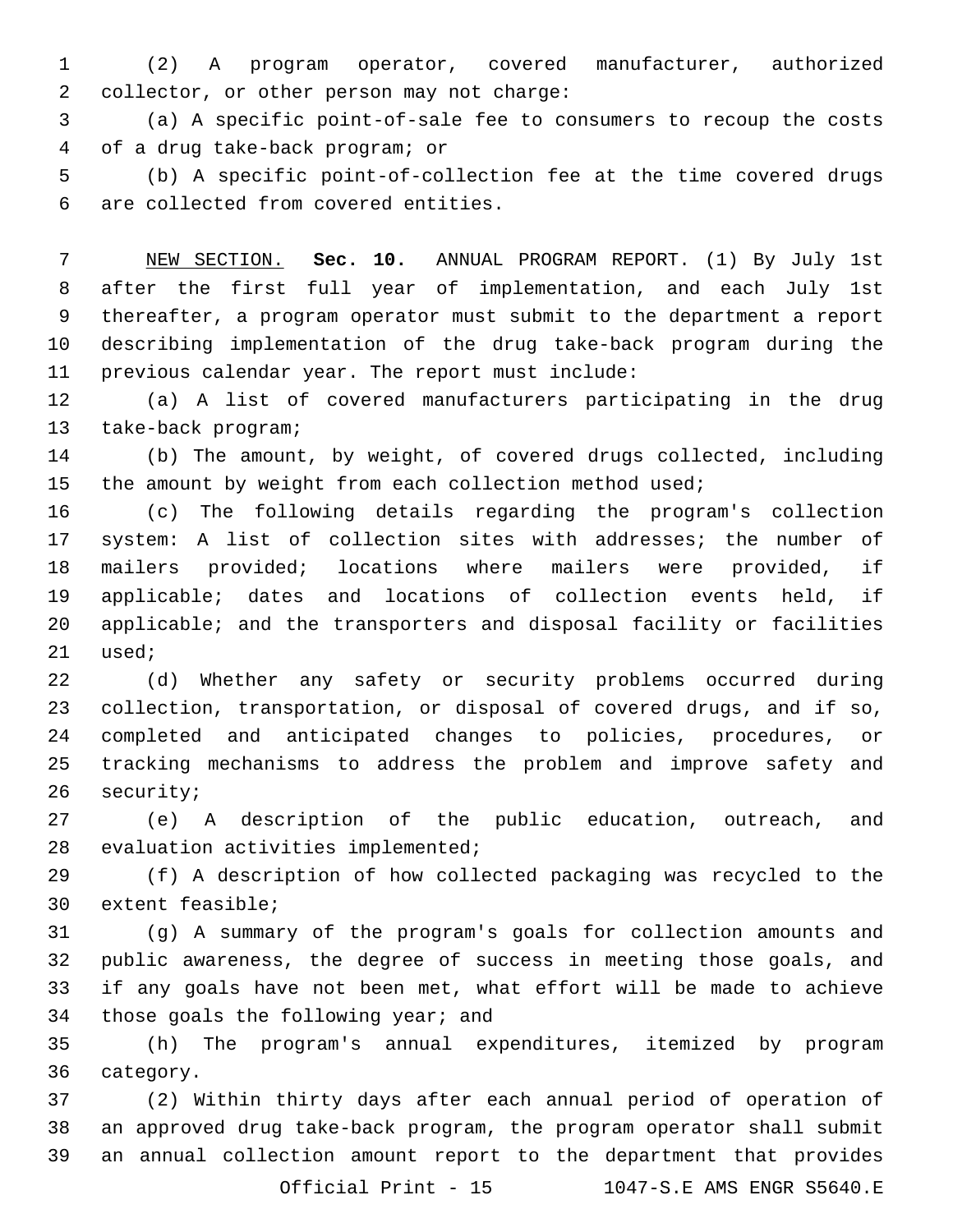(2) A program operator, covered manufacturer, authorized collector, or other person may not charge:

(a) A specific point-of-sale fee to consumers to recoup the costs of a drug take-back program; or

(b) A specific point-of-collection fee at the time covered drugs are collected from covered entities.

NEW SECTION. **Sec. 10.** ANNUAL PROGRAM REPORT. (1) By July 1st after the first full year of implementation, and each July 1st thereafter, a program operator must submit to the department a report describing implementation of the drug take-back program during the previous calendar year. The report must include:

(a) A list of covered manufacturers participating in the drug take-back program;

(b) The amount, by weight, of covered drugs collected, including the amount by weight from each collection method used;

(c) The following details regarding the program's collection system: A list of collection sites with addresses; the number of mailers provided; locations where mailers were provided, if applicable; dates and locations of collection events held, if applicable; and the transporters and disposal facility or facilities used;

(d) Whether any safety or security problems occurred during collection, transportation, or disposal of covered drugs, and if so, completed and anticipated changes to policies, procedures, or tracking mechanisms to address the problem and improve safety and security;

(e) A description of the public education, outreach, and evaluation activities implemented;

(f) A description of how collected packaging was recycled to the extent feasible;

(g) A summary of the program's goals for collection amounts and public awareness, the degree of success in meeting those goals, and if any goals have not been met, what effort will be made to achieve those goals the following year; and

(h) The program's annual expenditures, itemized by program category.

(2) Within thirty days after each annual period of operation of an approved drug take-back program, the program operator shall submit an annual collection amount report to the department that provides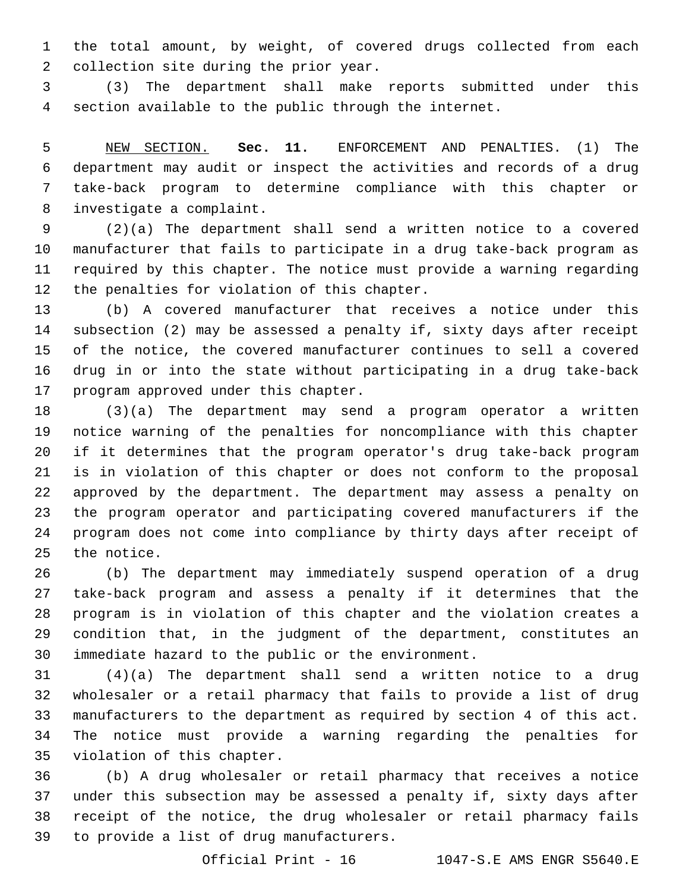the total amount, by weight, of covered drugs collected from each collection site during the prior year.

(3) The department shall make reports submitted under this section available to the public through the internet.

NEW SECTION. **Sec. 11.** ENFORCEMENT AND PENALTIES. (1) The department may audit or inspect the activities and records of a drug take-back program to determine compliance with this chapter or investigate a complaint.

(2)(a) The department shall send a written notice to a covered manufacturer that fails to participate in a drug take-back program as required by this chapter. The notice must provide a warning regarding the penalties for violation of this chapter.

(b) A covered manufacturer that receives a notice under this subsection (2) may be assessed a penalty if, sixty days after receipt of the notice, the covered manufacturer continues to sell a covered drug in or into the state without participating in a drug take-back program approved under this chapter.

(3)(a) The department may send a program operator a written notice warning of the penalties for noncompliance with this chapter if it determines that the program operator's drug take-back program is in violation of this chapter or does not conform to the proposal approved by the department. The department may assess a penalty on the program operator and participating covered manufacturers if the program does not come into compliance by thirty days after receipt of the notice.

(b) The department may immediately suspend operation of a drug take-back program and assess a penalty if it determines that the program is in violation of this chapter and the violation creates a condition that, in the judgment of the department, constitutes an immediate hazard to the public or the environment.

(4)(a) The department shall send a written notice to a drug wholesaler or a retail pharmacy that fails to provide a list of drug manufacturers to the department as required by section 4 of this act. The notice must provide a warning regarding the penalties for violation of this chapter.

(b) A drug wholesaler or retail pharmacy that receives a notice under this subsection may be assessed a penalty if, sixty days after receipt of the notice, the drug wholesaler or retail pharmacy fails to provide a list of drug manufacturers.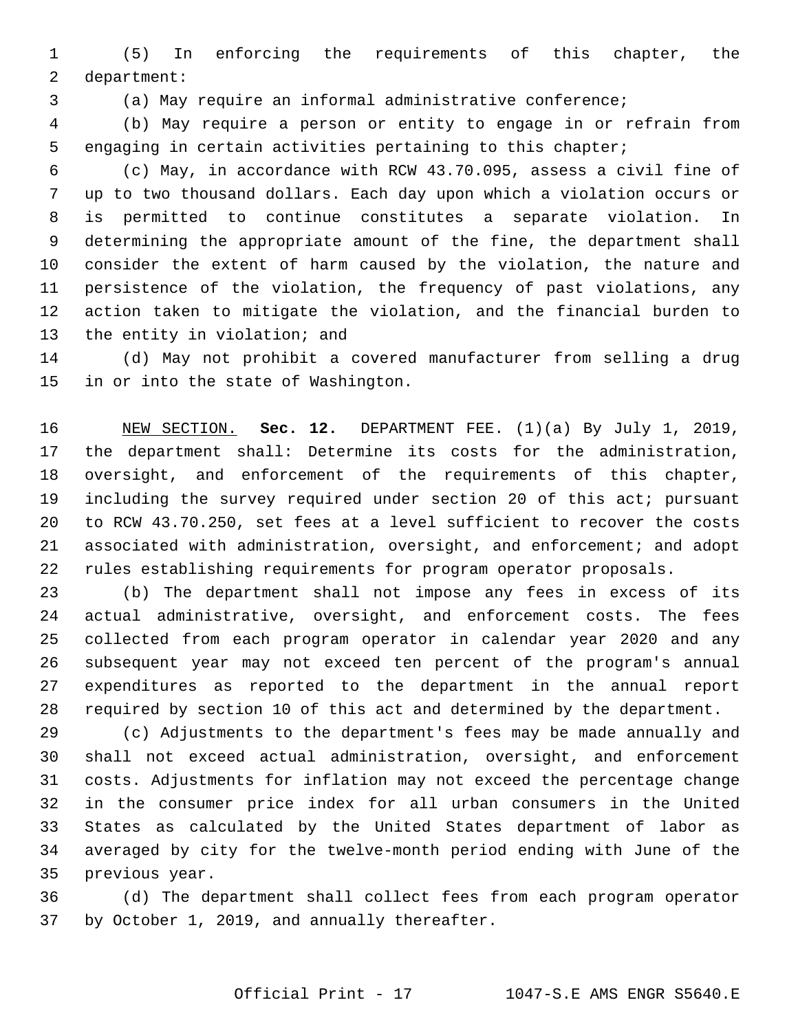(5) In enforcing the requirements of this chapter, the department:

(a) May require an informal administrative conference;

(b) May require a person or entity to engage in or refrain from engaging in certain activities pertaining to this chapter;

(c) May, in accordance with RCW 43.70.095, assess a civil fine of up to two thousand dollars. Each day upon which a violation occurs or is permitted to continue constitutes a separate violation. In determining the appropriate amount of the fine, the department shall consider the extent of harm caused by the violation, the nature and persistence of the violation, the frequency of past violations, any action taken to mitigate the violation, and the financial burden to the entity in violation; and

(d) May not prohibit a covered manufacturer from selling a drug in or into the state of Washington.

NEW SECTION. **Sec. 12.** DEPARTMENT FEE. (1)(a) By July 1, 2019, the department shall: Determine its costs for the administration, oversight, and enforcement of the requirements of this chapter, including the survey required under section 20 of this act; pursuant to RCW 43.70.250, set fees at a level sufficient to recover the costs associated with administration, oversight, and enforcement; and adopt rules establishing requirements for program operator proposals.

(b) The department shall not impose any fees in excess of its actual administrative, oversight, and enforcement costs. The fees collected from each program operator in calendar year 2020 and any subsequent year may not exceed ten percent of the program's annual expenditures as reported to the department in the annual report required by section 10 of this act and determined by the department.

(c) Adjustments to the department's fees may be made annually and shall not exceed actual administration, oversight, and enforcement costs. Adjustments for inflation may not exceed the percentage change in the consumer price index for all urban consumers in the United States as calculated by the United States department of labor as averaged by city for the twelve-month period ending with June of the previous year.

(d) The department shall collect fees from each program operator by October 1, 2019, and annually thereafter.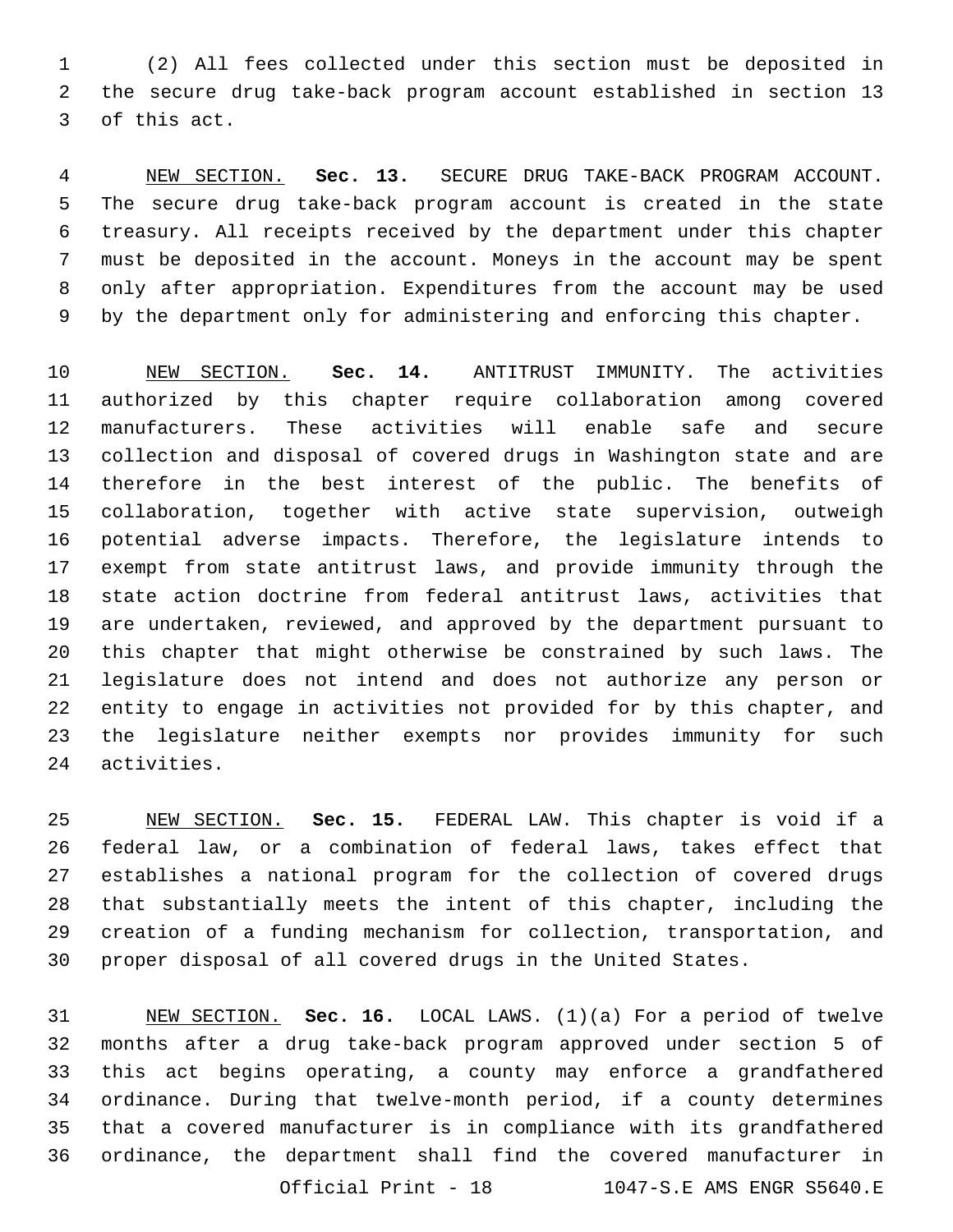(2) All fees collected under this section must be deposited in the secure drug take-back program account established in section 13 of this act.

NEW SECTION. **Sec. 13.** SECURE DRUG TAKE-BACK PROGRAM ACCOUNT. The secure drug take-back program account is created in the state treasury. All receipts received by the department under this chapter must be deposited in the account. Moneys in the account may be spent only after appropriation. Expenditures from the account may be used by the department only for administering and enforcing this chapter.

NEW SECTION. **Sec. 14.** ANTITRUST IMMUNITY. The activities authorized by this chapter require collaboration among covered manufacturers. These activities will enable safe and secure collection and disposal of covered drugs in Washington state and are therefore in the best interest of the public. The benefits of collaboration, together with active state supervision, outweigh potential adverse impacts. Therefore, the legislature intends to exempt from state antitrust laws, and provide immunity through the state action doctrine from federal antitrust laws, activities that are undertaken, reviewed, and approved by the department pursuant to this chapter that might otherwise be constrained by such laws. The legislature does not intend and does not authorize any person or entity to engage in activities not provided for by this chapter, and the legislature neither exempts nor provides immunity for such activities.

NEW SECTION. **Sec. 15.** FEDERAL LAW. This chapter is void if a federal law, or a combination of federal laws, takes effect that establishes a national program for the collection of covered drugs that substantially meets the intent of this chapter, including the creation of a funding mechanism for collection, transportation, and proper disposal of all covered drugs in the United States.

NEW SECTION. **Sec. 16.** LOCAL LAWS. (1)(a) For a period of twelve months after a drug take-back program approved under section 5 of this act begins operating, a county may enforce a grandfathered ordinance. During that twelve-month period, if a county determines that a covered manufacturer is in compliance with its grandfathered ordinance, the department shall find the covered manufacturer in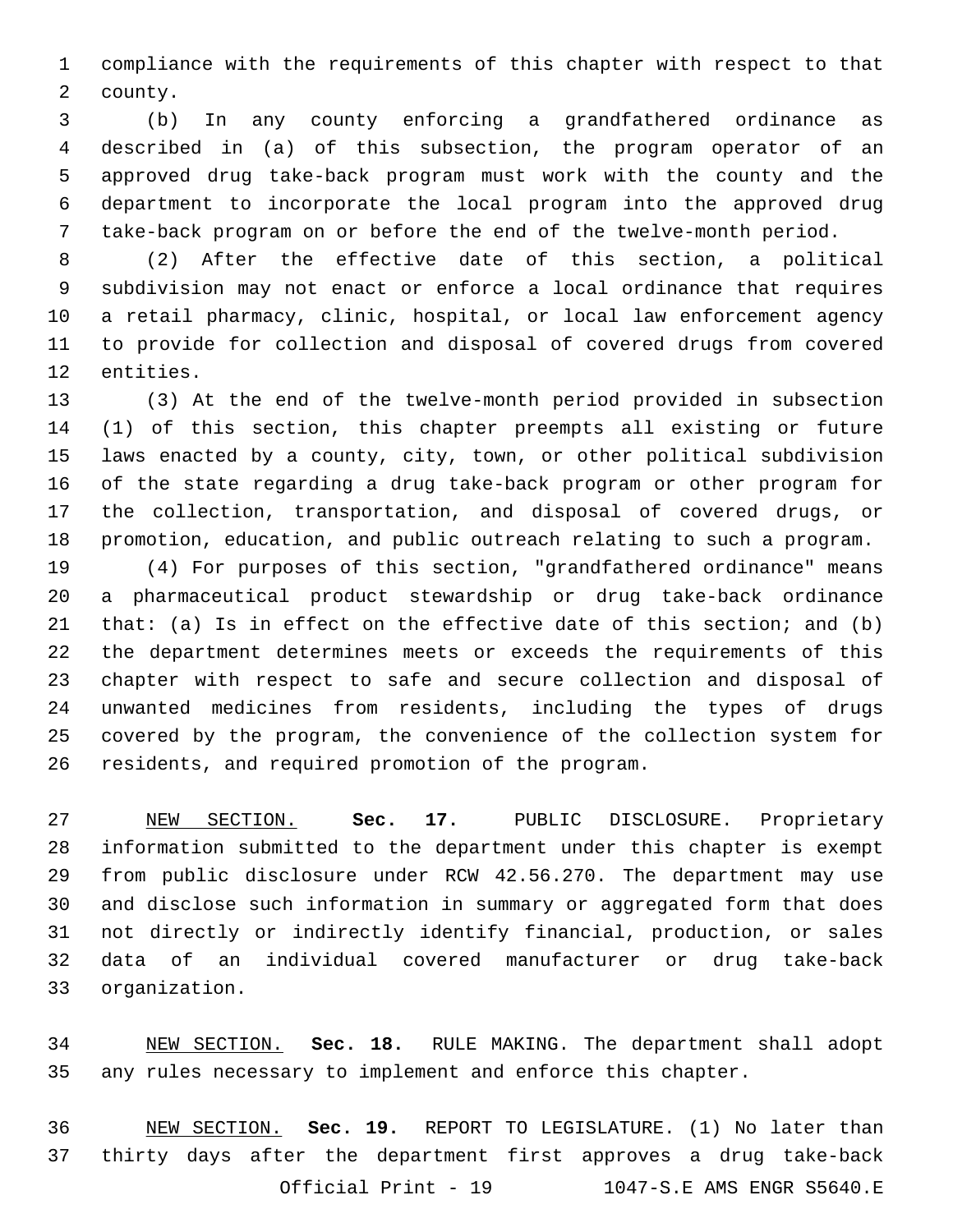compliance with the requirements of this chapter with respect to that county.

(b) In any county enforcing a grandfathered ordinance as described in (a) of this subsection, the program operator of an approved drug take-back program must work with the county and the department to incorporate the local program into the approved drug take-back program on or before the end of the twelve-month period.

(2) After the effective date of this section, a political subdivision may not enact or enforce a local ordinance that requires a retail pharmacy, clinic, hospital, or local law enforcement agency to provide for collection and disposal of covered drugs from covered entities.

(3) At the end of the twelve-month period provided in subsection (1) of this section, this chapter preempts all existing or future laws enacted by a county, city, town, or other political subdivision of the state regarding a drug take-back program or other program for the collection, transportation, and disposal of covered drugs, or promotion, education, and public outreach relating to such a program.

(4) For purposes of this section, "grandfathered ordinance" means a pharmaceutical product stewardship or drug take-back ordinance that: (a) Is in effect on the effective date of this section; and (b) the department determines meets or exceeds the requirements of this chapter with respect to safe and secure collection and disposal of unwanted medicines from residents, including the types of drugs covered by the program, the convenience of the collection system for residents, and required promotion of the program.

NEW SECTION. **Sec. 17.** PUBLIC DISCLOSURE. Proprietary information submitted to the department under this chapter is exempt from public disclosure under RCW 42.56.270. The department may use and disclose such information in summary or aggregated form that does not directly or indirectly identify financial, production, or sales data of an individual covered manufacturer or drug take-back organization.

NEW SECTION. **Sec. 18.** RULE MAKING. The department shall adopt any rules necessary to implement and enforce this chapter.

NEW SECTION. **Sec. 19.** REPORT TO LEGISLATURE. (1) No later than thirty days after the department first approves a drug take-back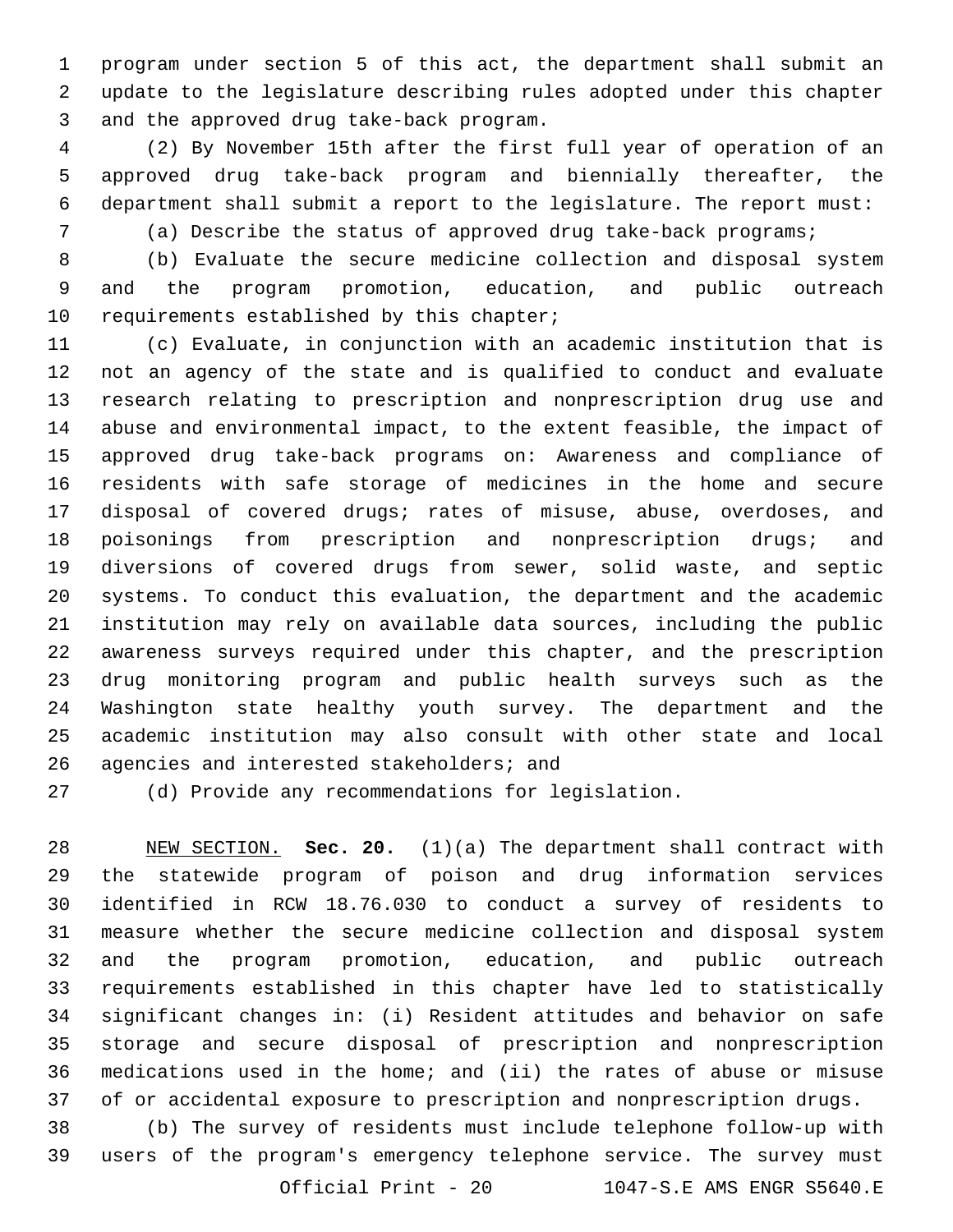program under section 5 of this act, the department shall submit an update to the legislature describing rules adopted under this chapter and the approved drug take-back program.

(2) By November 15th after the first full year of operation of an approved drug take-back program and biennially thereafter, the department shall submit a report to the legislature. The report must:

(a) Describe the status of approved drug take-back programs;

(b) Evaluate the secure medicine collection and disposal system and the program promotion, education, and public outreach requirements established by this chapter;

(c) Evaluate, in conjunction with an academic institution that is not an agency of the state and is qualified to conduct and evaluate research relating to prescription and nonprescription drug use and abuse and environmental impact, to the extent feasible, the impact of approved drug take-back programs on: Awareness and compliance of residents with safe storage of medicines in the home and secure disposal of covered drugs; rates of misuse, abuse, overdoses, and poisonings from prescription and nonprescription drugs; and diversions of covered drugs from sewer, solid waste, and septic systems. To conduct this evaluation, the department and the academic institution may rely on available data sources, including the public awareness surveys required under this chapter, and the prescription drug monitoring program and public health surveys such as the Washington state healthy youth survey. The department and the academic institution may also consult with other state and local agencies and interested stakeholders; and

(d) Provide any recommendations for legislation.

NEW SECTION. **Sec. 20.** (1)(a) The department shall contract with the statewide program of poison and drug information services identified in RCW 18.76.030 to conduct a survey of residents to measure whether the secure medicine collection and disposal system and the program promotion, education, and public outreach requirements established in this chapter have led to statistically significant changes in: (i) Resident attitudes and behavior on safe storage and secure disposal of prescription and nonprescription medications used in the home; and (ii) the rates of abuse or misuse of or accidental exposure to prescription and nonprescription drugs.

(b) The survey of residents must include telephone follow-up with users of the program's emergency telephone service. The survey must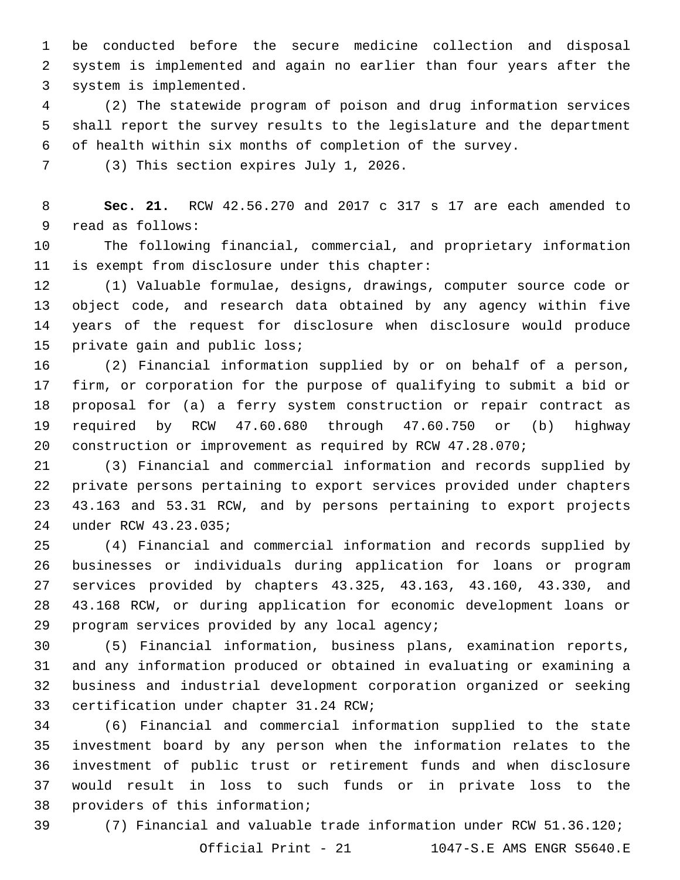be conducted before the secure medicine collection and disposal system is implemented and again no earlier than four years after the system is implemented.

(2) The statewide program of poison and drug information services shall report the survey results to the legislature and the department of health within six months of completion of the survey.

(3) This section expires July 1, 2026.

**Sec. 21.** RCW 42.56.270 and 2017 c 317 s 17 are each amended to read as follows:

The following financial, commercial, and proprietary information is exempt from disclosure under this chapter:

(1) Valuable formulae, designs, drawings, computer source code or object code, and research data obtained by any agency within five years of the request for disclosure when disclosure would produce private gain and public loss;

(2) Financial information supplied by or on behalf of a person, firm, or corporation for the purpose of qualifying to submit a bid or proposal for (a) a ferry system construction or repair contract as required by RCW 47.60.680 through 47.60.750 or (b) highway construction or improvement as required by RCW 47.28.070;

(3) Financial and commercial information and records supplied by private persons pertaining to export services provided under chapters 43.163 and 53.31 RCW, and by persons pertaining to export projects under RCW 43.23.035;

(4) Financial and commercial information and records supplied by businesses or individuals during application for loans or program services provided by chapters 43.325, 43.163, 43.160, 43.330, and 43.168 RCW, or during application for economic development loans or program services provided by any local agency;

(5) Financial information, business plans, examination reports, and any information produced or obtained in evaluating or examining a business and industrial development corporation organized or seeking certification under chapter 31.24 RCW;

(6) Financial and commercial information supplied to the state investment board by any person when the information relates to the investment of public trust or retirement funds and when disclosure would result in loss to such funds or in private loss to the providers of this information;

(7) Financial and valuable trade information under RCW 51.36.120;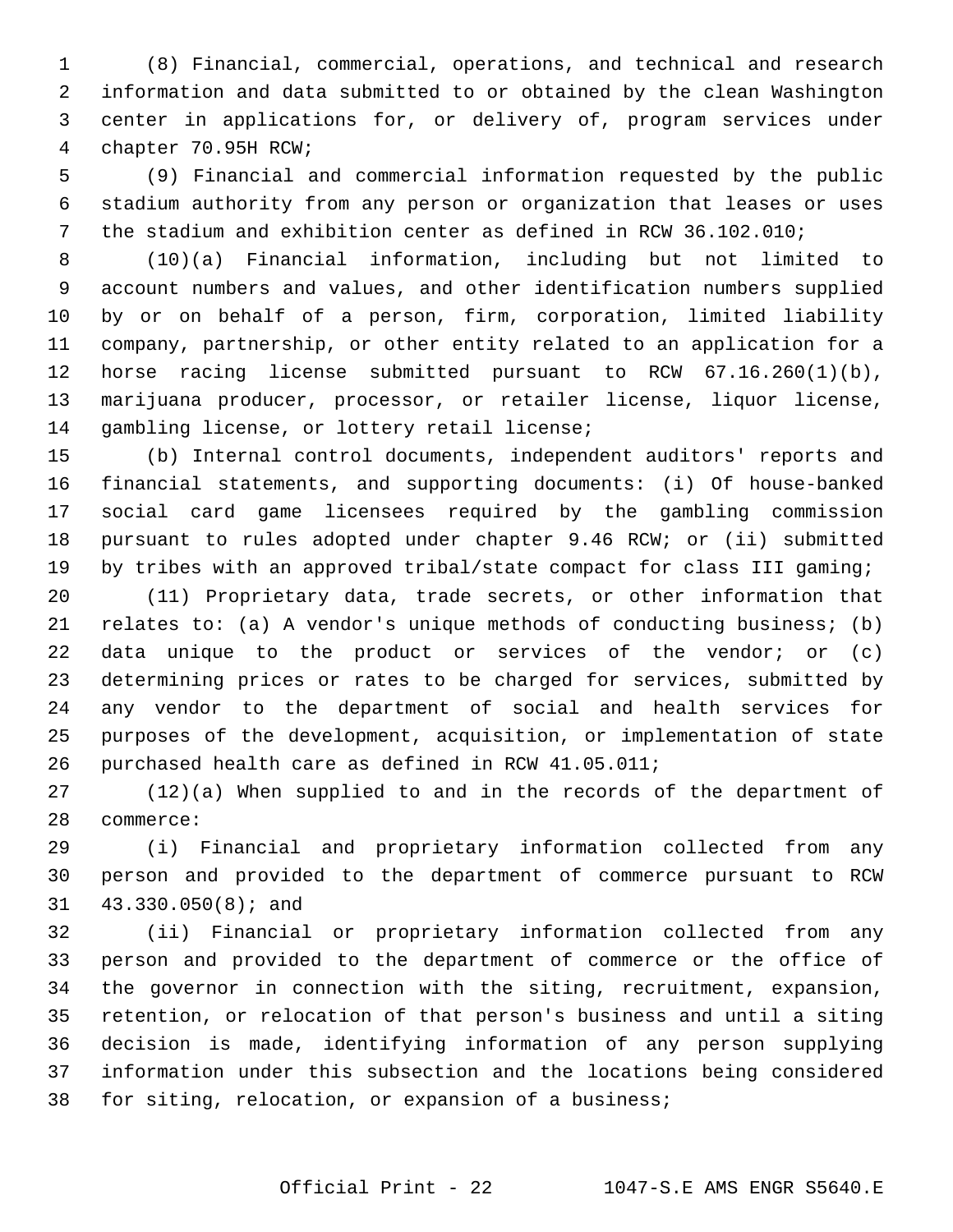(8) Financial, commercial, operations, and technical and research information and data submitted to or obtained by the clean Washington center in applications for, or delivery of, program services under chapter 70.95H RCW;

(9) Financial and commercial information requested by the public stadium authority from any person or organization that leases or uses the stadium and exhibition center as defined in RCW 36.102.010;

(10)(a) Financial information, including but not limited to account numbers and values, and other identification numbers supplied by or on behalf of a person, firm, corporation, limited liability company, partnership, or other entity related to an application for a horse racing license submitted pursuant to RCW 67.16.260(1)(b), marijuana producer, processor, or retailer license, liquor license, gambling license, or lottery retail license;

(b) Internal control documents, independent auditors' reports and financial statements, and supporting documents: (i) Of house-banked social card game licensees required by the gambling commission pursuant to rules adopted under chapter 9.46 RCW; or (ii) submitted by tribes with an approved tribal/state compact for class III gaming;

(11) Proprietary data, trade secrets, or other information that relates to: (a) A vendor's unique methods of conducting business; (b) data unique to the product or services of the vendor; or (c) determining prices or rates to be charged for services, submitted by any vendor to the department of social and health services for purposes of the development, acquisition, or implementation of state purchased health care as defined in RCW 41.05.011;

(12)(a) When supplied to and in the records of the department of commerce:

(i) Financial and proprietary information collected from any person and provided to the department of commerce pursuant to RCW 43.330.050(8); and

(ii) Financial or proprietary information collected from any person and provided to the department of commerce or the office of the governor in connection with the siting, recruitment, expansion, retention, or relocation of that person's business and until a siting decision is made, identifying information of any person supplying information under this subsection and the locations being considered for siting, relocation, or expansion of a business;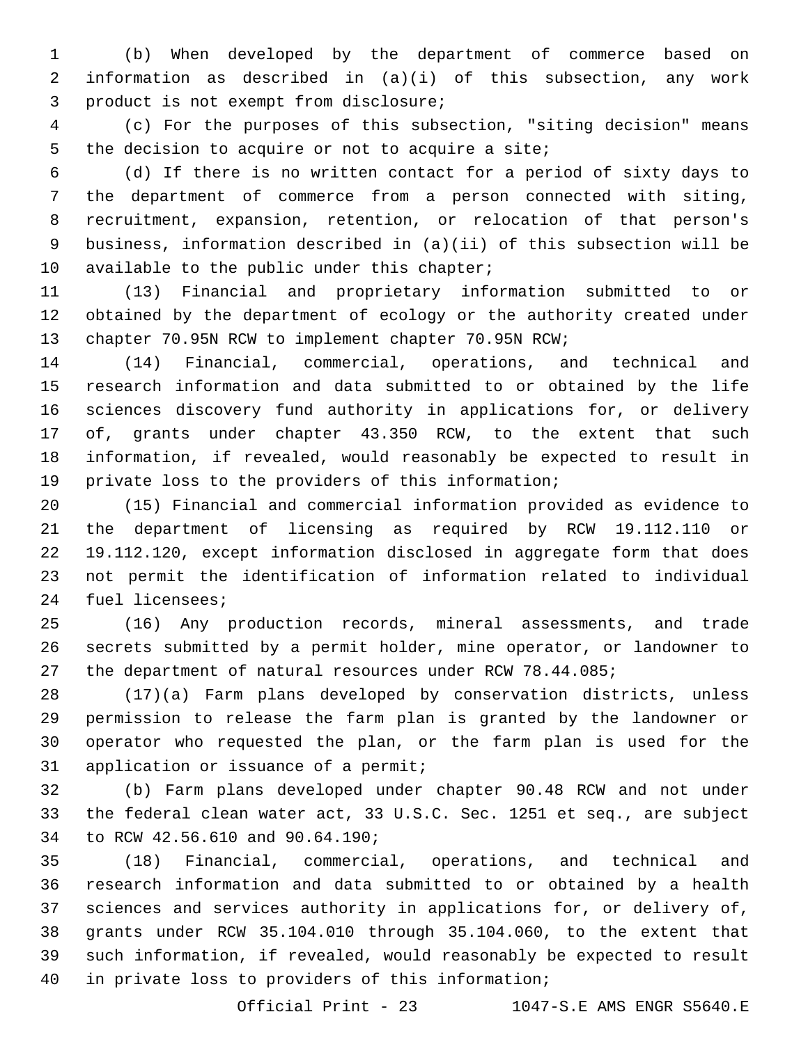(b) When developed by the department of commerce based on information as described in (a)(i) of this subsection, any work product is not exempt from disclosure;

(c) For the purposes of this subsection, "siting decision" means the decision to acquire or not to acquire a site;

(d) If there is no written contact for a period of sixty days to the department of commerce from a person connected with siting, recruitment, expansion, retention, or relocation of that person's business, information described in (a)(ii) of this subsection will be available to the public under this chapter;

(13) Financial and proprietary information submitted to or obtained by the department of ecology or the authority created under chapter 70.95N RCW to implement chapter 70.95N RCW;

(14) Financial, commercial, operations, and technical and research information and data submitted to or obtained by the life sciences discovery fund authority in applications for, or delivery of, grants under chapter 43.350 RCW, to the extent that such information, if revealed, would reasonably be expected to result in private loss to the providers of this information;

(15) Financial and commercial information provided as evidence to the department of licensing as required by RCW 19.112.110 or 19.112.120, except information disclosed in aggregate form that does not permit the identification of information related to individual fuel licensees;

(16) Any production records, mineral assessments, and trade secrets submitted by a permit holder, mine operator, or landowner to the department of natural resources under RCW 78.44.085;

(17)(a) Farm plans developed by conservation districts, unless permission to release the farm plan is granted by the landowner or operator who requested the plan, or the farm plan is used for the application or issuance of a permit;

(b) Farm plans developed under chapter 90.48 RCW and not under the federal clean water act, 33 U.S.C. Sec. 1251 et seq., are subject to RCW 42.56.610 and 90.64.190;

(18) Financial, commercial, operations, and technical and research information and data submitted to or obtained by a health sciences and services authority in applications for, or delivery of, grants under RCW 35.104.010 through 35.104.060, to the extent that such information, if revealed, would reasonably be expected to result in private loss to providers of this information;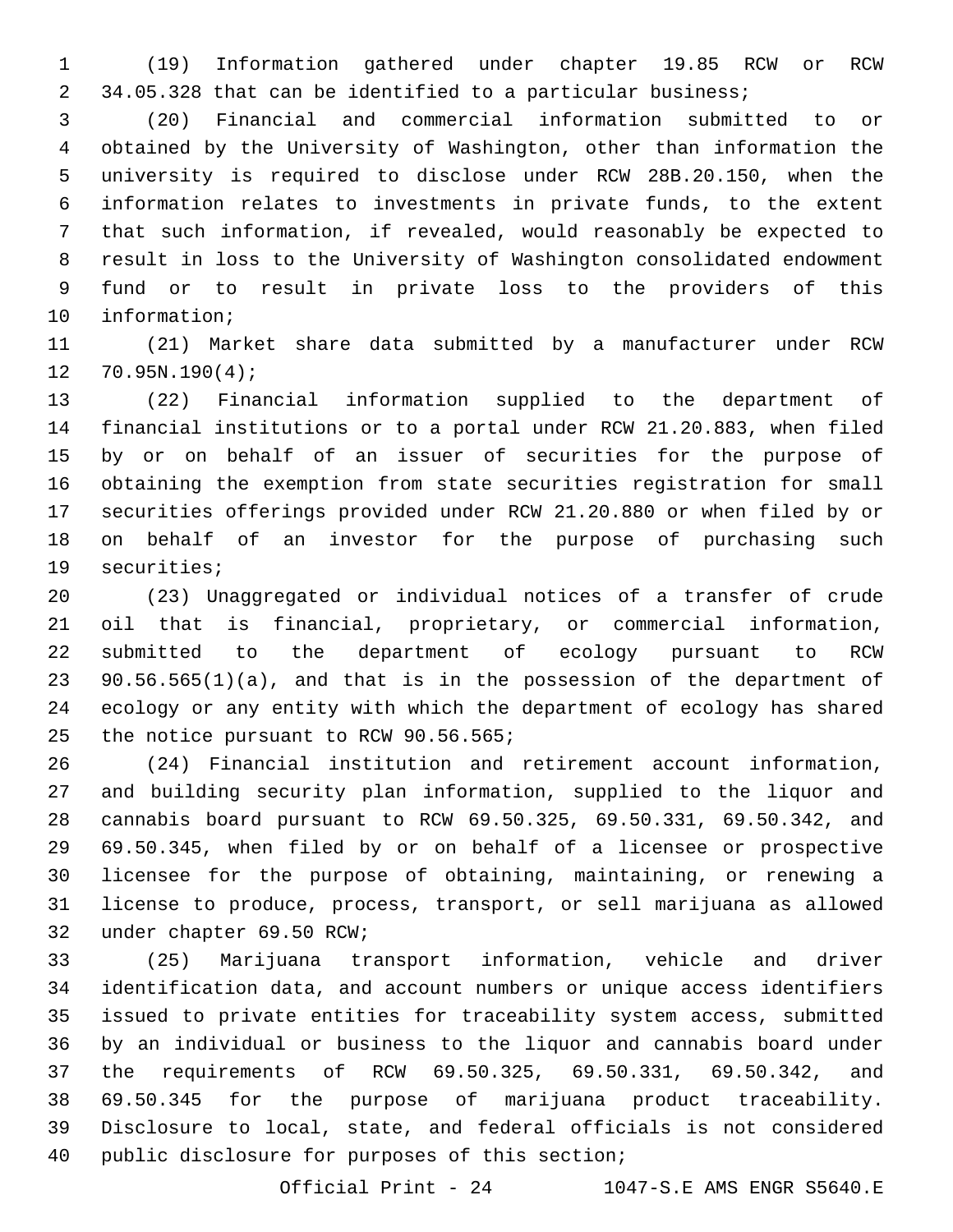(19) Information gathered under chapter 19.85 RCW or RCW 34.05.328 that can be identified to a particular business;

(20) Financial and commercial information submitted to or obtained by the University of Washington, other than information the university is required to disclose under RCW 28B.20.150, when the information relates to investments in private funds, to the extent that such information, if revealed, would reasonably be expected to result in loss to the University of Washington consolidated endowment fund or to result in private loss to the providers of this information;

(21) Market share data submitted by a manufacturer under RCW 70.95N.190(4);

(22) Financial information supplied to the department of financial institutions or to a portal under RCW 21.20.883, when filed by or on behalf of an issuer of securities for the purpose of obtaining the exemption from state securities registration for small securities offerings provided under RCW 21.20.880 or when filed by or on behalf of an investor for the purpose of purchasing such securities;

(23) Unaggregated or individual notices of a transfer of crude oil that is financial, proprietary, or commercial information, submitted to the department of ecology pursuant to RCW 90.56.565(1)(a), and that is in the possession of the department of ecology or any entity with which the department of ecology has shared the notice pursuant to RCW 90.56.565;

(24) Financial institution and retirement account information, and building security plan information, supplied to the liquor and cannabis board pursuant to RCW 69.50.325, 69.50.331, 69.50.342, and 69.50.345, when filed by or on behalf of a licensee or prospective licensee for the purpose of obtaining, maintaining, or renewing a license to produce, process, transport, or sell marijuana as allowed under chapter 69.50 RCW;

(25) Marijuana transport information, vehicle and driver identification data, and account numbers or unique access identifiers issued to private entities for traceability system access, submitted by an individual or business to the liquor and cannabis board under the requirements of RCW 69.50.325, 69.50.331, 69.50.342, and 69.50.345 for the purpose of marijuana product traceability. Disclosure to local, state, and federal officials is not considered public disclosure for purposes of this section;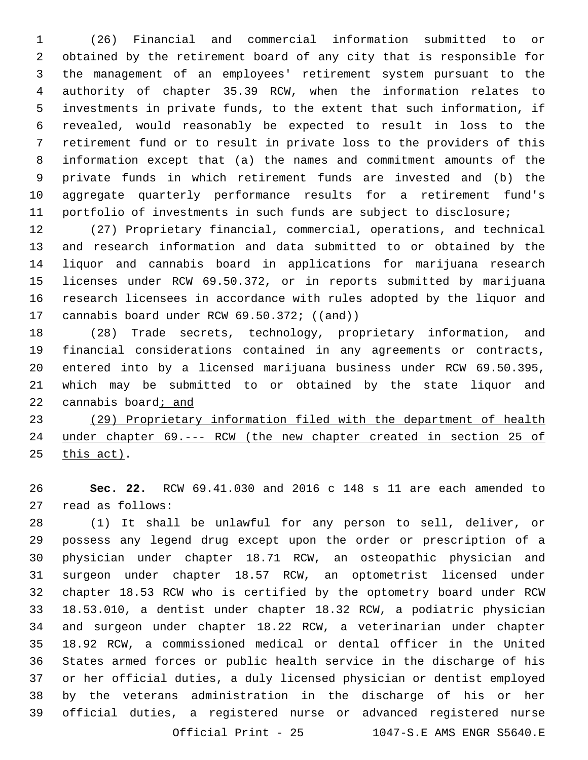(26) Financial and commercial information submitted to or obtained by the retirement board of any city that is responsible for the management of an employees' retirement system pursuant to the authority of chapter 35.39 RCW, when the information relates to investments in private funds, to the extent that such information, if revealed, would reasonably be expected to result in loss to the retirement fund or to result in private loss to the providers of this information except that (a) the names and commitment amounts of the private funds in which retirement funds are invested and (b) the aggregate quarterly performance results for a retirement fund's portfolio of investments in such funds are subject to disclosure;

(27) Proprietary financial, commercial, operations, and technical and research information and data submitted to or obtained by the liquor and cannabis board in applications for marijuana research licenses under RCW 69.50.372, or in reports submitted by marijuana research licensees in accordance with rules adopted by the liquor and cannabis board under RCW 69.50.372; ((~~and~~))

(28) Trade secrets, technology, proprietary information, and financial considerations contained in any agreements or contracts, entered into by a licensed marijuana business under RCW 69.50.395, which may be submitted to or obtained by the state liquor and cannabis board<ins>; and</ins>

<ins>(29) Proprietary information filed with the department of health under chapter 69.--- RCW (the new chapter created in section 25 of this act)</ins>.

**Sec. 22.** RCW 69.41.030 and 2016 c 148 s 11 are each amended to read as follows:

(1) It shall be unlawful for any person to sell, deliver, or possess any legend drug except upon the order or prescription of a physician under chapter 18.71 RCW, an osteopathic physician and surgeon under chapter 18.57 RCW, an optometrist licensed under chapter 18.53 RCW who is certified by the optometry board under RCW 18.53.010, a dentist under chapter 18.32 RCW, a podiatric physician and surgeon under chapter 18.22 RCW, a veterinarian under chapter 18.92 RCW, a commissioned medical or dental officer in the United States armed forces or public health service in the discharge of his or her official duties, a duly licensed physician or dentist employed by the veterans administration in the discharge of his or her official duties, a registered nurse or advanced registered nurse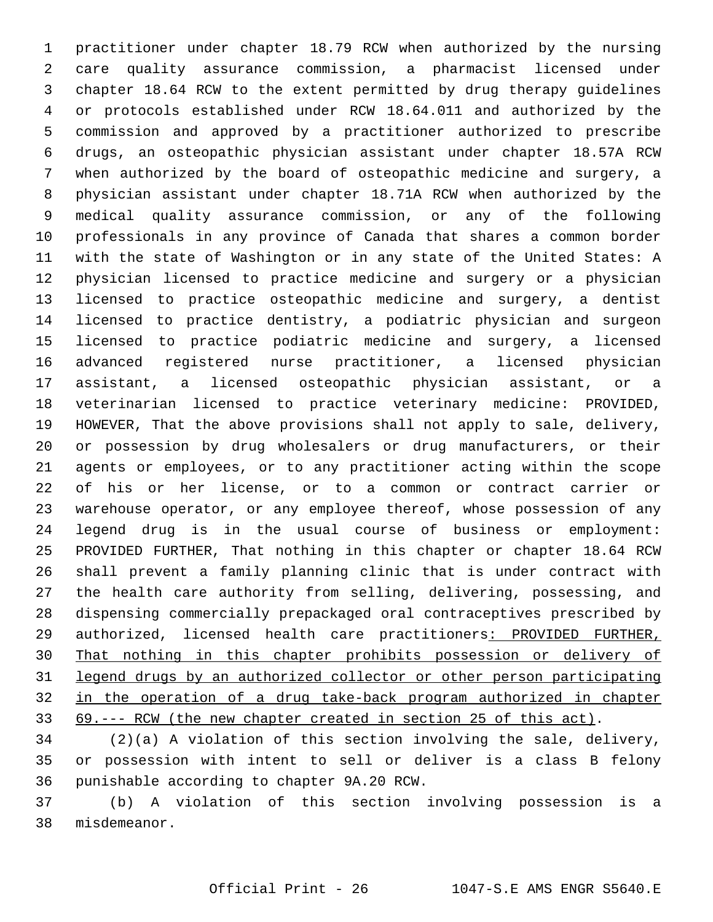practitioner under chapter 18.79 RCW when authorized by the nursing care quality assurance commission, a pharmacist licensed under chapter 18.64 RCW to the extent permitted by drug therapy guidelines or protocols established under RCW 18.64.011 and authorized by the commission and approved by a practitioner authorized to prescribe drugs, an osteopathic physician assistant under chapter 18.57A RCW when authorized by the board of osteopathic medicine and surgery, a physician assistant under chapter 18.71A RCW when authorized by the medical quality assurance commission, or any of the following professionals in any province of Canada that shares a common border with the state of Washington or in any state of the United States: A physician licensed to practice medicine and surgery or a physician licensed to practice osteopathic medicine and surgery, a dentist licensed to practice dentistry, a podiatric physician and surgeon licensed to practice podiatric medicine and surgery, a licensed advanced registered nurse practitioner, a licensed physician assistant, a licensed osteopathic physician assistant, or a veterinarian licensed to practice veterinary medicine: PROVIDED, HOWEVER, That the above provisions shall not apply to sale, delivery, or possession by drug wholesalers or drug manufacturers, or their agents or employees, or to any practitioner acting within the scope of his or her license, or to a common or contract carrier or warehouse operator, or any employee thereof, whose possession of any legend drug is in the usual course of business or employment: PROVIDED FURTHER, That nothing in this chapter or chapter 18.64 RCW shall prevent a family planning clinic that is under contract with the health care authority from selling, delivering, possessing, and dispensing commercially prepackaged oral contraceptives prescribed by authorized, licensed health care practitioners<u>: PROVIDED FURTHER, That nothing in this chapter prohibits possession or delivery of legend drugs by an authorized collector or other person participating in the operation of a drug take-back program authorized in chapter 69.--- RCW (the new chapter created in section 25 of this act)</u>.

(2)(a) A violation of this section involving the sale, delivery, or possession with intent to sell or deliver is a class B felony punishable according to chapter 9A.20 RCW.

(b) A violation of this section involving possession is a misdemeanor.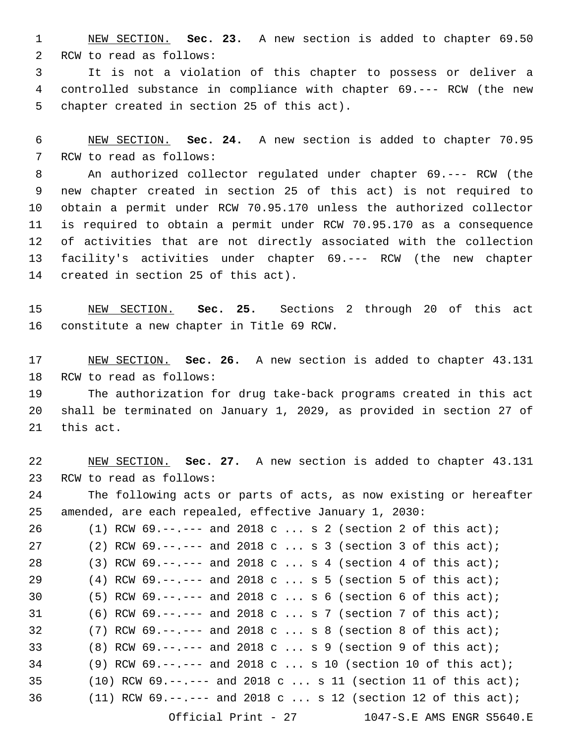NEW SECTION. **Sec. 23.** A new section is added to chapter 69.50 RCW to read as follows:

It is not a violation of this chapter to possess or deliver a controlled substance in compliance with chapter 69.--- RCW (the new chapter created in section 25 of this act).

NEW SECTION. **Sec. 24.** A new section is added to chapter 70.95 RCW to read as follows:

An authorized collector regulated under chapter 69.--- RCW (the new chapter created in section 25 of this act) is not required to obtain a permit under RCW 70.95.170 unless the authorized collector is required to obtain a permit under RCW 70.95.170 as a consequence of activities that are not directly associated with the collection facility's activities under chapter 69.--- RCW (the new chapter created in section 25 of this act).

NEW SECTION. **Sec. 25.** Sections 2 through 20 of this act constitute a new chapter in Title 69 RCW.

NEW SECTION. **Sec. 26.** A new section is added to chapter 43.131 RCW to read as follows:

The authorization for drug take-back programs created in this act shall be terminated on January 1, 2029, as provided in section 27 of this act.

NEW SECTION. **Sec. 27.** A new section is added to chapter 43.131 RCW to read as follows:

The following acts or parts of acts, as now existing or hereafter amended, are each repealed, effective January 1, 2030:

(1) RCW 69.--.--- and 2018 c ... s 2 (section 2 of this act);

(2) RCW 69.--.--- and 2018 c ... s 3 (section 3 of this act);

(3) RCW 69.--.--- and 2018 c ... s 4 (section 4 of this act);

(4) RCW 69.--.--- and 2018 c ... s 5 (section 5 of this act);

(5) RCW 69.--.--- and 2018 c ... s 6 (section 6 of this act);

(6) RCW 69.--.--- and 2018 c ... s 7 (section 7 of this act);

(7) RCW 69.--.--- and 2018 c ... s 8 (section 8 of this act);

(8) RCW 69.--.--- and 2018 c ... s 9 (section 9 of this act);

(9) RCW 69.--.--- and 2018 c ... s 10 (section 10 of this act);

(10) RCW 69.--.--- and 2018 c ... s 11 (section 11 of this act);

(11) RCW 69.--.--- and 2018 c ... s 12 (section 12 of this act);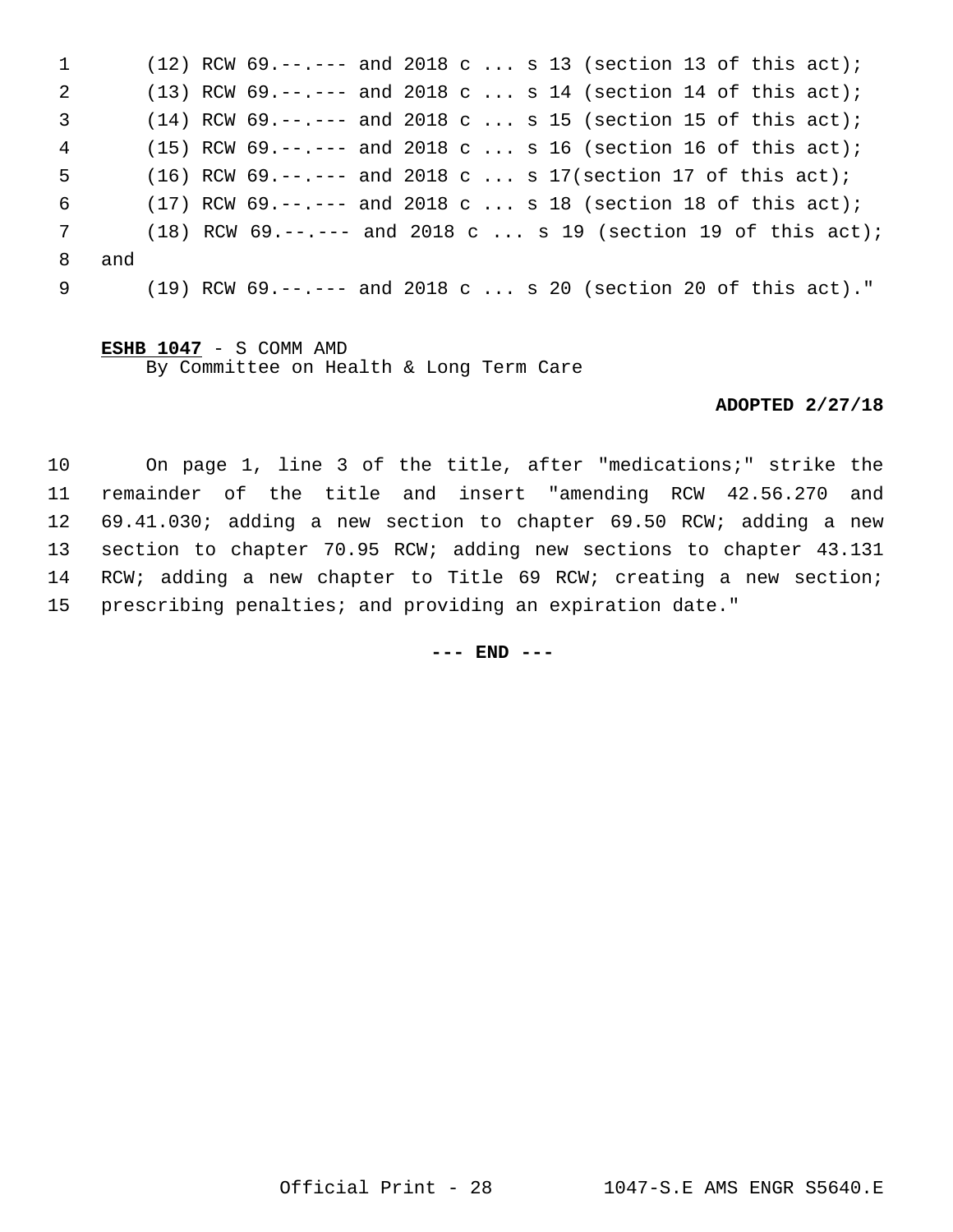(12) RCW 69.--.--- and 2018 c ... s 13 (section 13 of this act);

(13) RCW 69.--.--- and 2018 c ... s 14 (section 14 of this act);

(14) RCW 69.--.--- and 2018 c ... s 15 (section 15 of this act);

(15) RCW 69.--.--- and 2018 c ... s 16 (section 16 of this act);

(16) RCW 69.--.--- and 2018 c ... s 17(section 17 of this act);

(17) RCW 69.--.--- and 2018 c ... s 18 (section 18 of this act);

(18) RCW 69.--.--- and 2018 c ... s 19 (section 19 of this act); and

(19) RCW 69.--.--- and 2018 c ... s 20 (section 20 of this act)."

**ESHB 1047** - S COMM AMD
By Committee on Health & Long Term Care

**ADOPTED 2/27/18**

On page 1, line 3 of the title, after "medications;" strike the remainder of the title and insert "amending RCW 42.56.270 and 69.41.030; adding a new section to chapter 69.50 RCW; adding a new section to chapter 70.95 RCW; adding new sections to chapter 43.131 RCW; adding a new chapter to Title 69 RCW; creating a new section; prescribing penalties; and providing an expiration date."

**--- END ---**